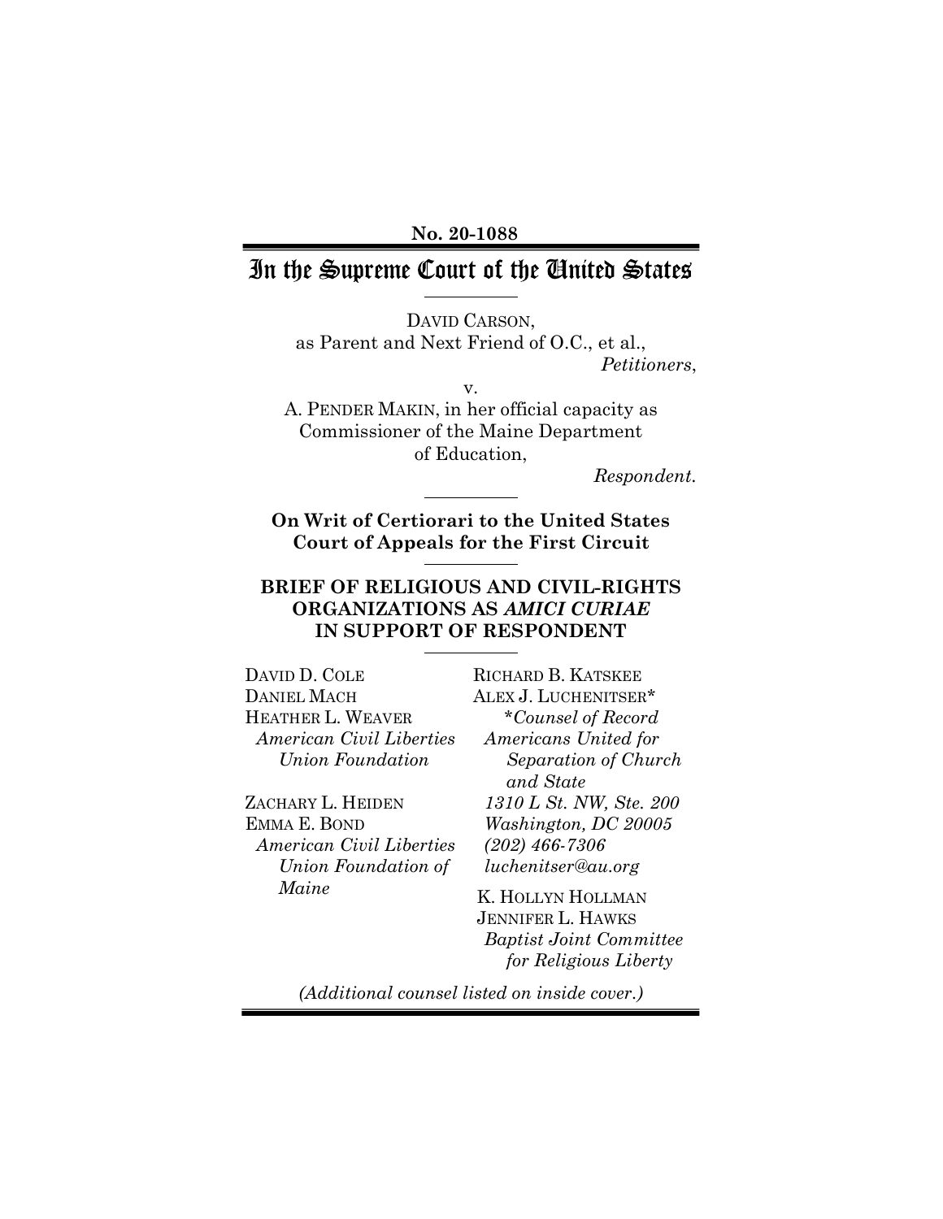**No. 20-1088**

# In the Supreme Court of the United States

DAVID CARSON,
as Parent and Next Friend of O.C., et al.,
*Petitioners*,

v.

A. PENDER MAKIN, in her official capacity as Commissioner of the Maine Department of Education,
*Respondent.*

**On Writ of Certiorari to the United States Court of Appeals for the First Circuit**

**BRIEF OF RELIGIOUS AND CIVIL-RIGHTS ORGANIZATIONS AS *AMICI CURIAE* IN SUPPORT OF RESPONDENT**

DAVID D. COLE
DANIEL MACH
HEATHER L. WEAVER
*American Civil Liberties Union Foundation*

ZACHARY L. HEIDEN
EMMA E. BOND
*American Civil Liberties Union Foundation of Maine*

RICHARD B. KATSKEE
ALEX J. LUCHENITSER*
*\*Counsel of Record*
*Americans United for Separation of Church and State*
*1310 L St. NW, Ste. 200*
*Washington, DC 20005*
*(202) 466-7306*
*luchenitser@au.org*

K. HOLLYN HOLLMAN
JENNIFER L. HAWKS
*Baptist Joint Committee for Religious Liberty*

*(Additional counsel listed on inside cover.)*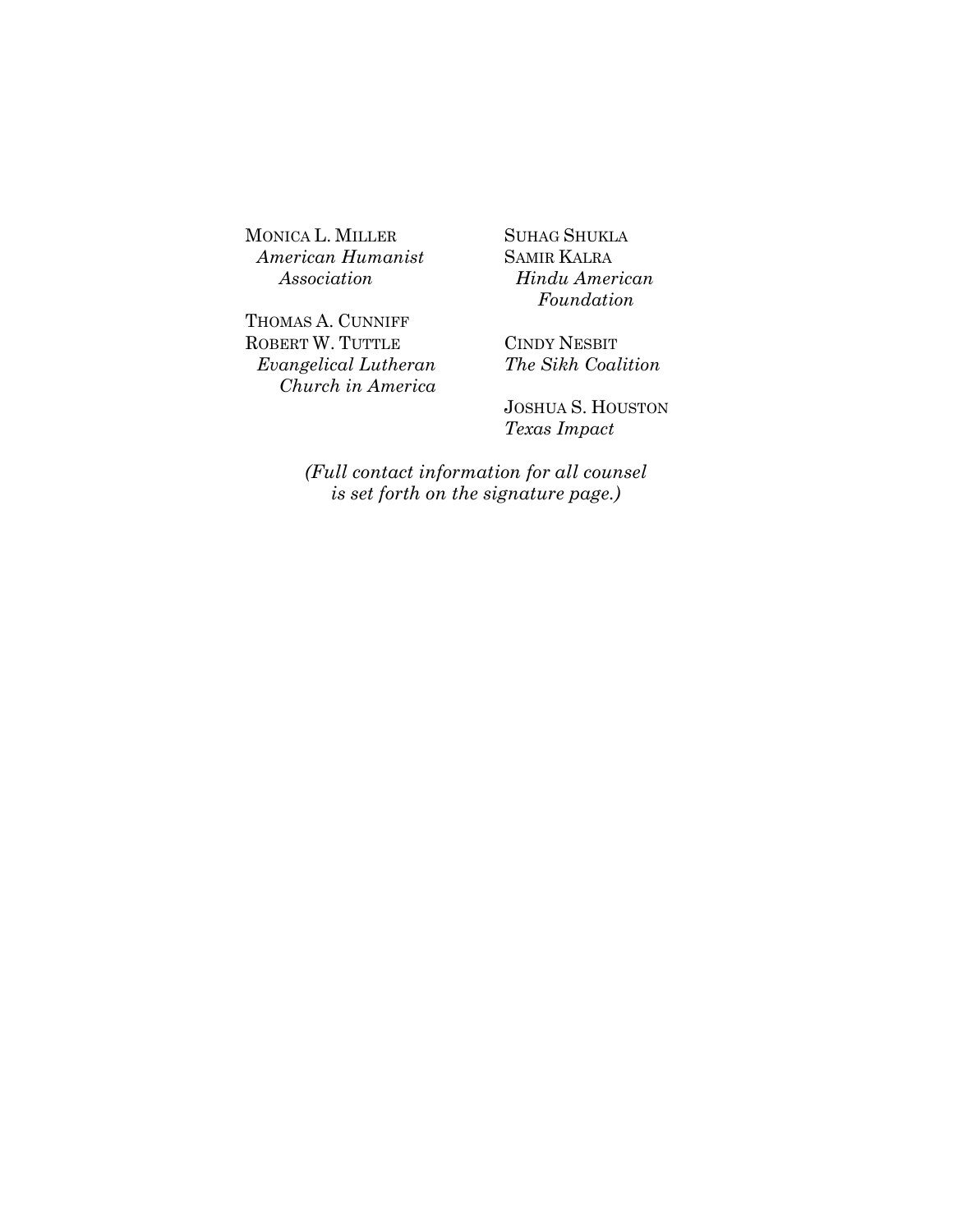MONICA L. MILLER
*American Humanist Association*

THOMAS A. CUNNIFF
ROBERT W. TUTTLE
*Evangelical Lutheran Church in America*

SUHAG SHUKLA
SAMIR KALRA
*Hindu American Foundation*

CINDY NESBIT
*The Sikh Coalition*

JOSHUA S. HOUSTON
*Texas Impact*

*(Full contact information for all counsel is set forth on the signature page.)*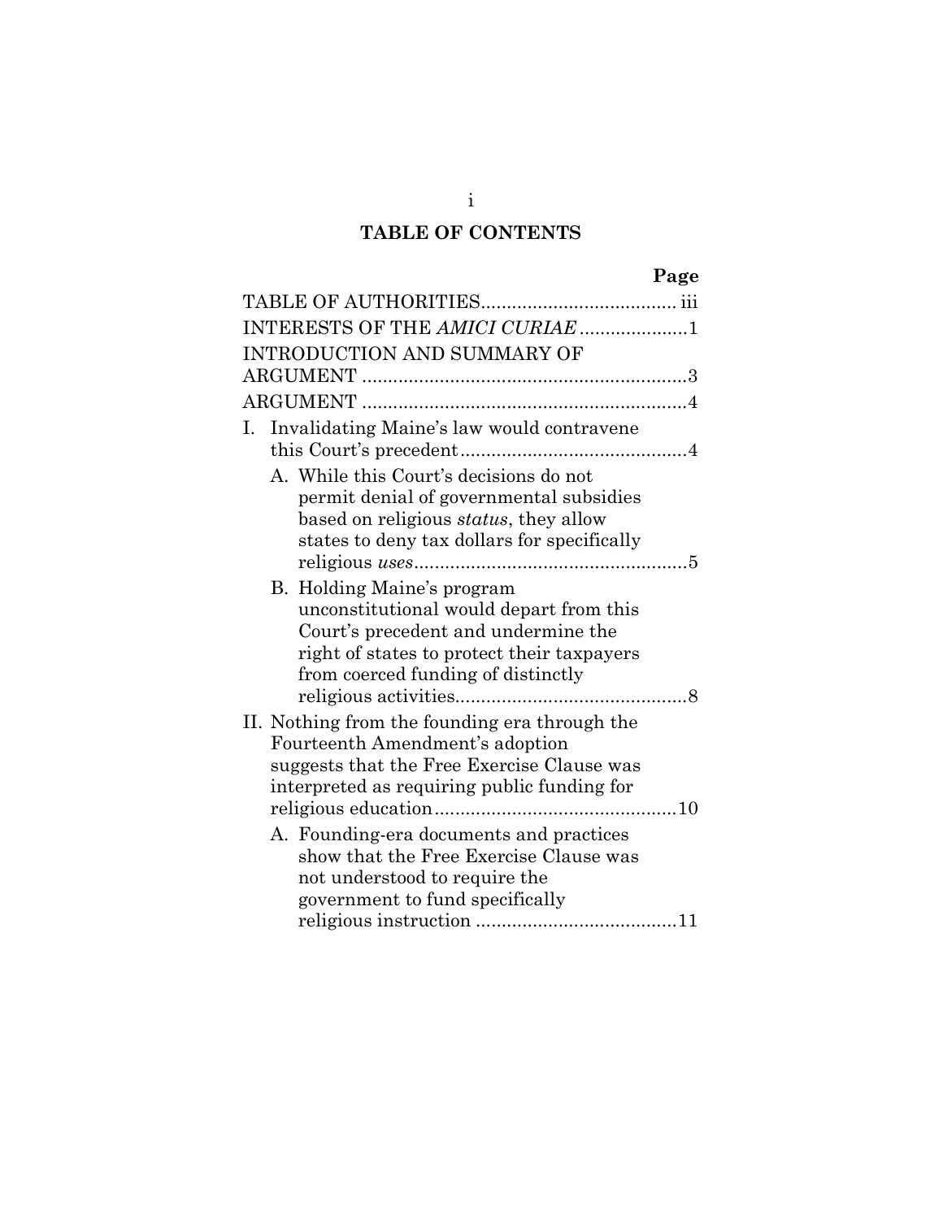# TABLE OF CONTENTS

| | Page |
|---|---|
| TABLE OF AUTHORITIES | iii |
| INTERESTS OF THE *AMICI CURIAE* | 1 |
| INTRODUCTION AND SUMMARY OF ARGUMENT | 3 |
| ARGUMENT | 4 |
| I. Invalidating Maine's law would contravene this Court's precedent | 4 |
| A. While this Court's decisions do not permit denial of governmental subsidies based on religious *status*, they allow states to deny tax dollars for specifically religious *uses* | 5 |
| B. Holding Maine's program unconstitutional would depart from this Court's precedent and undermine the right of states to protect their taxpayers from coerced funding of distinctly religious activities | 8 |
| II. Nothing from the founding era through the Fourteenth Amendment's adoption suggests that the Free Exercise Clause was interpreted as requiring public funding for religious education | 10 |
| A. Founding-era documents and practices show that the Free Exercise Clause was not understood to require the government to fund specifically religious instruction | 11 |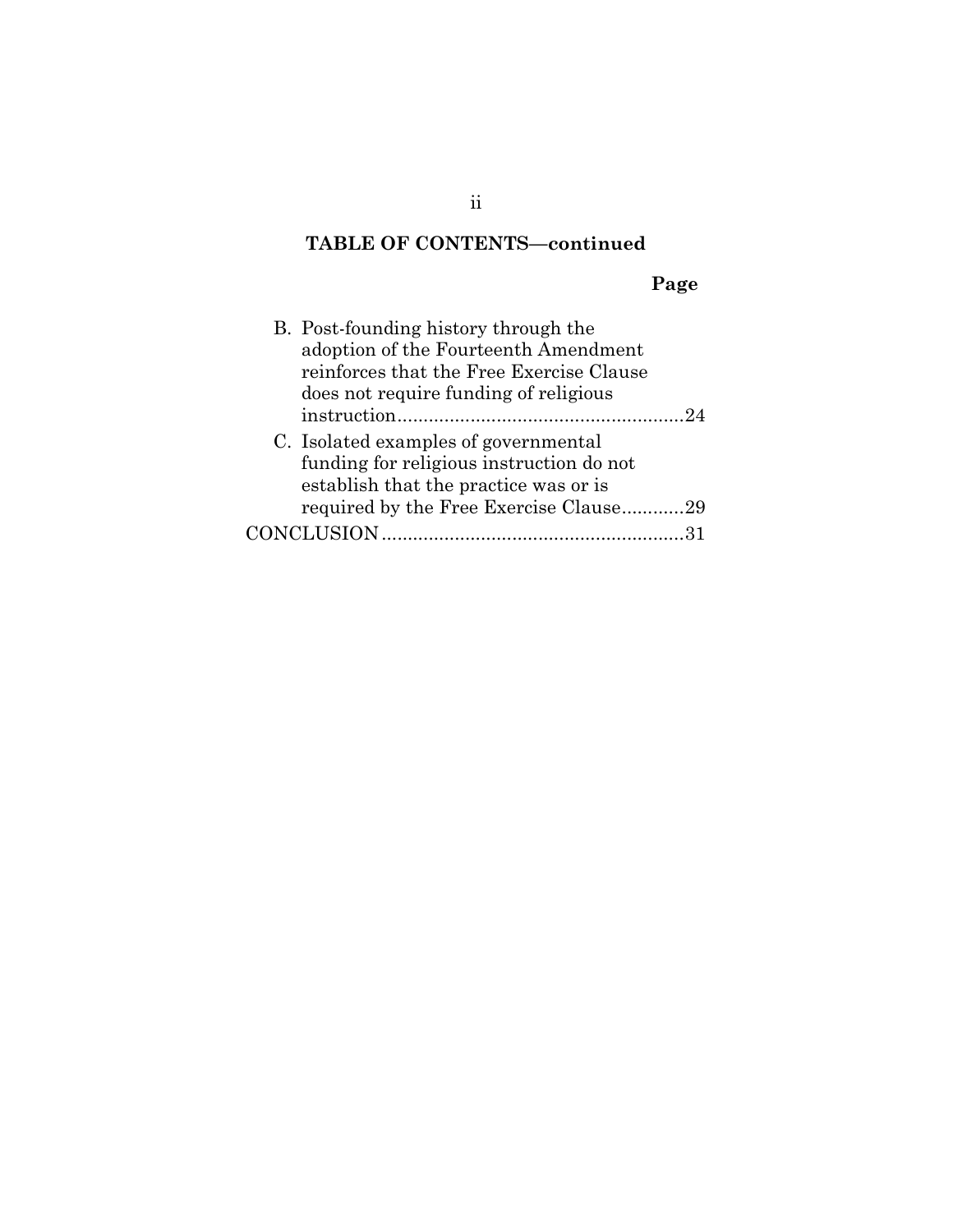**TABLE OF CONTENTS—continued**

**Page**

- B. Post-founding history through the adoption of the Fourteenth Amendment reinforces that the Free Exercise Clause does not require funding of religious instruction.......................................................24
- C. Isolated examples of governmental funding for religious instruction do not establish that the practice was or is required by the Free Exercise Clause............29

CONCLUSION..........................................................31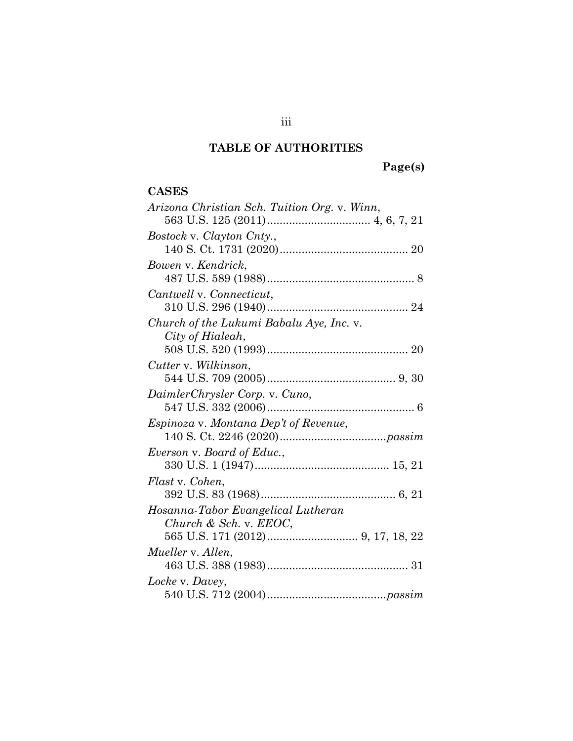## TABLE OF AUTHORITIES

**Page(s)**

**CASES**

*Arizona Christian Sch. Tuition Org.* v. *Winn*,
563 U.S. 125 (2011) ................................ 4, 6, 7, 21

*Bostock* v. *Clayton Cnty.*,
140 S. Ct. 1731 (2020) ........................................ 20

*Bowen* v. *Kendrick*,
487 U.S. 589 (1988) .............................................. 8

*Cantwell* v. *Connecticut*,
310 U.S. 296 (1940) ............................................ 24

*Church of the Lukumi Babalu Aye, Inc.* v. *City of Hialeah*,
508 U.S. 520 (1993) ............................................ 20

*Cutter* v. *Wilkinson*,
544 U.S. 709 (2005) ........................................ 9, 30

*DaimlerChrysler Corp.* v. *Cuno*,
547 U.S. 332 (2006) .............................................. 6

*Espinoza* v. *Montana Dep't of Revenue*,
140 S. Ct. 2246 (2020) ................................. *passim*

*Everson* v. *Board of Educ.*,
330 U.S. 1 (1947) .......................................... 15, 21

*Flast* v. *Cohen*,
392 U.S. 83 (1968) .......................................... 6, 21

*Hosanna-Tabor Evangelical Lutheran Church & Sch.* v. *EEOC*,
565 U.S. 171 (2012) ............................ 9, 17, 18, 22

*Mueller* v. *Allen*,
463 U.S. 388 (1983) ............................................ 31

*Locke* v. *Davey*,
540 U.S. 712 (2004) ..................................... *passim*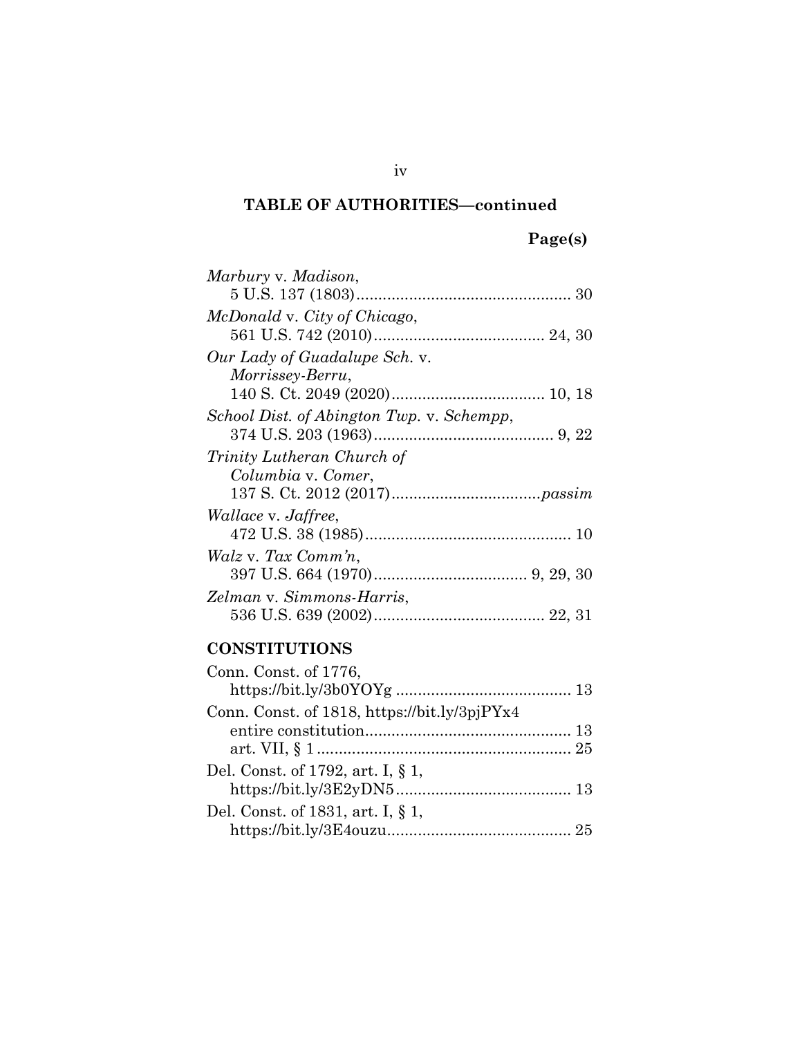**TABLE OF AUTHORITIES—continued**

**Page(s)**

*Marbury* v. *Madison*,
5 U.S. 137 (1803)................................................ 30

*McDonald* v. *City of Chicago*,
561 U.S. 742 (2010)....................................... 24, 30

*Our Lady of Guadalupe Sch.* v. *Morrissey-Berru*,
140 S. Ct. 2049 (2020)................................... 10, 18

*School Dist. of Abington Twp.* v. *Schempp*,
374 U.S. 203 (1963)......................................... 9, 22

*Trinity Lutheran Church of Columbia* v. *Comer*,
137 S. Ct. 2012 (2017).................................*passim*

*Wallace* v. *Jaffree*,
472 U.S. 38 (1985).............................................. 10

*Walz* v. *Tax Comm'n*,
397 U.S. 664 (1970).................................. 9, 29, 30

*Zelman* v. *Simmons-Harris*,
536 U.S. 639 (2002)....................................... 22, 31

**CONSTITUTIONS**

Conn. Const. of 1776,
https://bit.ly/3b0YOYg ........................................ 13

Conn. Const. of 1818, https://bit.ly/3pjPYx4
entire constitution.............................................. 13
art. VII, § 1 ......................................................... 25

Del. Const. of 1792, art. I, § 1,
https://bit.ly/3E2yDN5........................................ 13

Del. Const. of 1831, art. I, § 1,
https://bit.ly/3E4ouzu.......................................... 25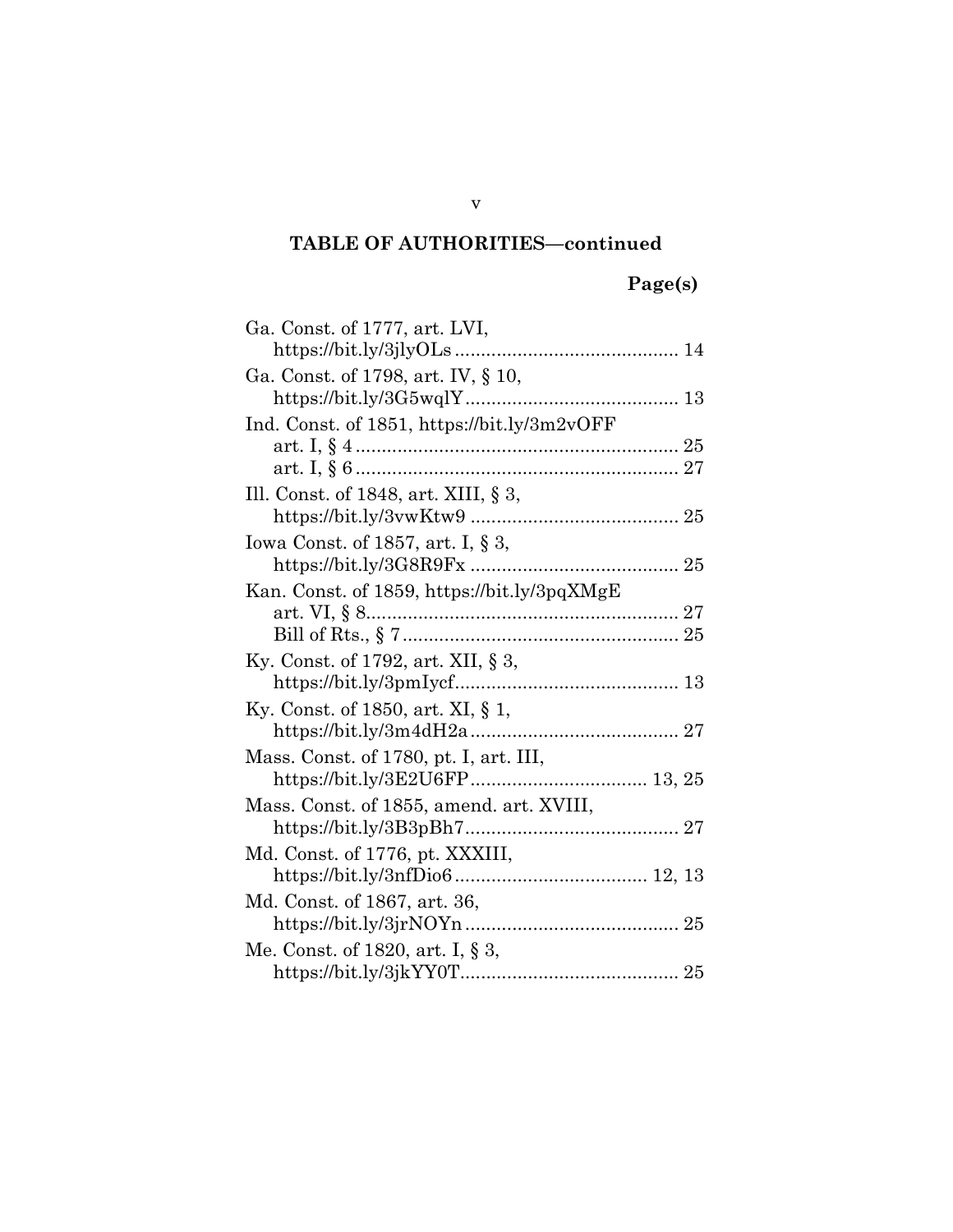## TABLE OF AUTHORITIES—continued

**Page(s)**

Ga. Const. of 1777, art. LVI,
https://bit.ly/3jlyOLs .......................................... 14

Ga. Const. of 1798, art. IV, § 10,
https://bit.ly/3G5wqlY ......................................... 13

Ind. Const. of 1851, https://bit.ly/3m2vOFF
art. I, § 4 ............................................................. 25
art. I, § 6 ............................................................. 27

Ill. Const. of 1848, art. XIII, § 3,
https://bit.ly/3vwKtw9 ........................................ 25

Iowa Const. of 1857, art. I, § 3,
https://bit.ly/3G8R9Fx ........................................ 25

Kan. Const. of 1859, https://bit.ly/3pqXMgE
art. VI, § 8........................................................... 27
Bill of Rts., § 7 .................................................... 25

Ky. Const. of 1792, art. XII, § 3,
https://bit.ly/3pmIycf........................................... 13

Ky. Const. of 1850, art. XI, § 1,
https://bit.ly/3m4dH2a ........................................ 27

Mass. Const. of 1780, pt. I, art. III,
https://bit.ly/3E2U6FP .................................. 13, 25

Mass. Const. of 1855, amend. art. XVIII,
https://bit.ly/3B3pBh7......................................... 27

Md. Const. of 1776, pt. XXXIII,
https://bit.ly/3nfDio6 ..................................... 12, 13

Md. Const. of 1867, art. 36,
https://bit.ly/3jrNOYn ......................................... 25

Me. Const. of 1820, art. I, § 3,
https://bit.ly/3jkYY0T.......................................... 25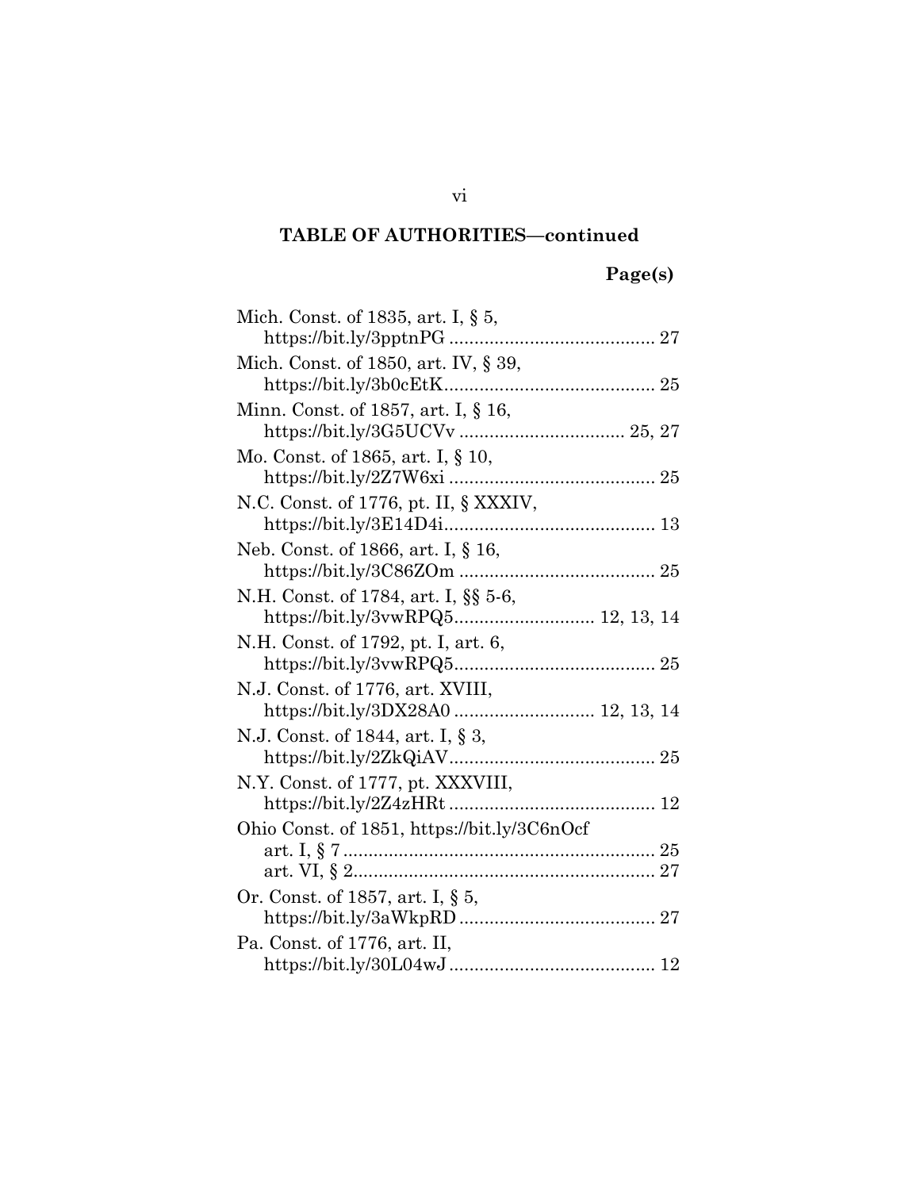## TABLE OF AUTHORITIES—continued

**Page(s)**

Mich. Const. of 1835, art. I, § 5,
https://bit.ly/3pptnPG ........................................ 27

Mich. Const. of 1850, art. IV, § 39,
https://bit.ly/3b0cEtK.......................................... 25

Minn. Const. of 1857, art. I, § 16,
https://bit.ly/3G5UCVv ................................ 25, 27

Mo. Const. of 1865, art. I, § 10,
https://bit.ly/2Z7W6xi ........................................ 25

N.C. Const. of 1776, pt. II, § XXXIV,
https://bit.ly/3E14D4i.......................................... 13

Neb. Const. of 1866, art. I, § 16,
https://bit.ly/3C86ZOm ...................................... 25

N.H. Const. of 1784, art. I, §§ 5-6,
https://bit.ly/3vwRPQ5........................... 12, 13, 14

N.H. Const. of 1792, pt. I, art. 6,
https://bit.ly/3vwRPQ5....................................... 25

N.J. Const. of 1776, art. XVIII,
https://bit.ly/3DX28A0 ........................... 12, 13, 14

N.J. Const. of 1844, art. I, § 3,
https://bit.ly/2ZkQiAV......................................... 25

N.Y. Const. of 1777, pt. XXXVIII,
https://bit.ly/2Z4zHRt ......................................... 12

Ohio Const. of 1851, https://bit.ly/3C6nOcf
art. I, § 7 ............................................................. 25
art. VI, § 2........................................................... 27

Or. Const. of 1857, art. I, § 5,
https://bit.ly/3aWkpRD ...................................... 27

Pa. Const. of 1776, art. II,
https://bit.ly/30L04wJ ......................................... 12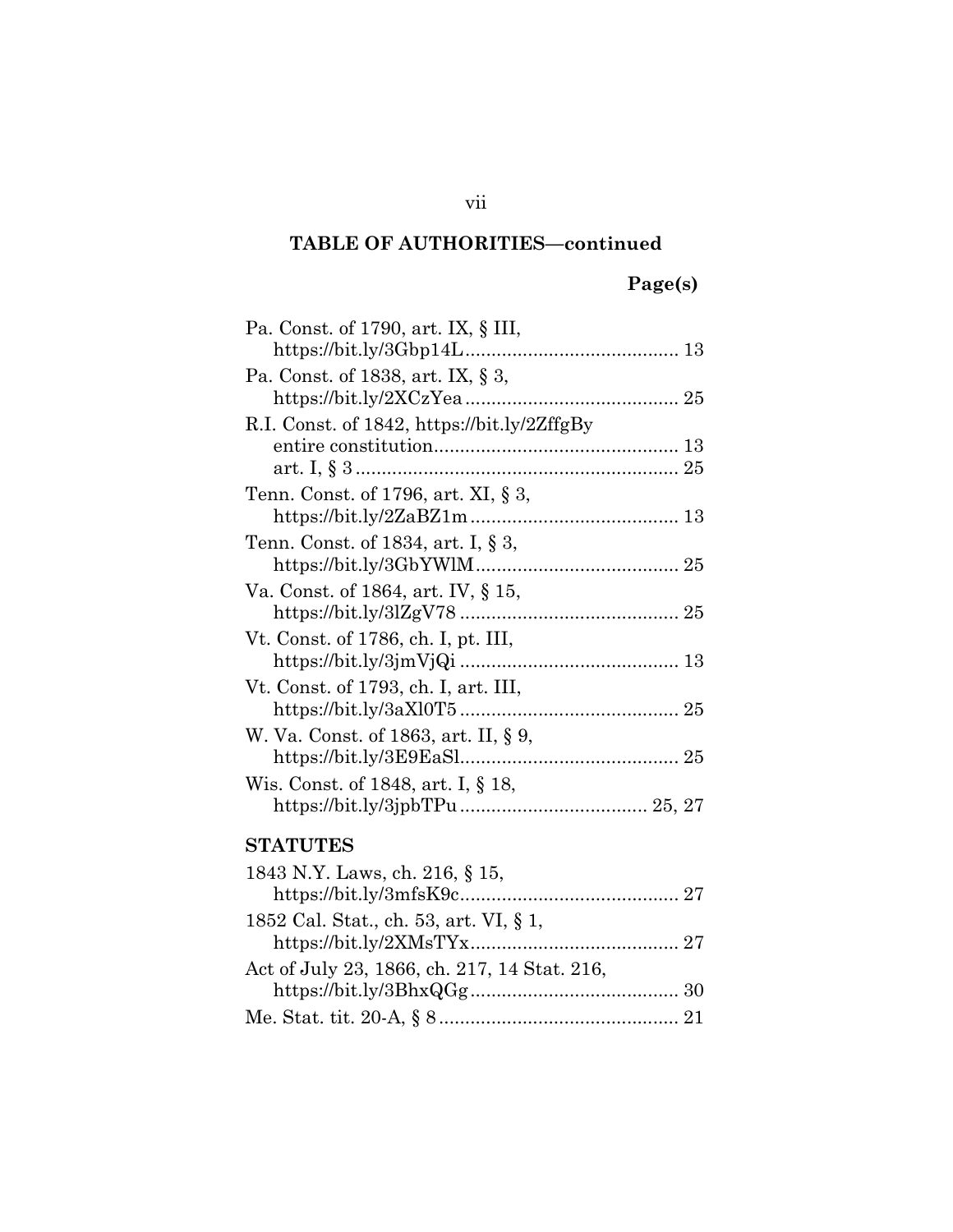**TABLE OF AUTHORITIES—continued**

**Page(s)**

Pa. Const. of 1790, art. IX, § III,
https://bit.ly/3Gbp14L........................................ 13

Pa. Const. of 1838, art. IX, § 3,
https://bit.ly/2XCzYea ........................................ 25

R.I. Const. of 1842, https://bit.ly/2ZffgBy
entire constitution.............................................. 13
art. I, § 3 ............................................................ 25

Tenn. Const. of 1796, art. XI, § 3,
https://bit.ly/2ZaBZ1m ........................................ 13

Tenn. Const. of 1834, art. I, § 3,
https://bit.ly/3GbYWlM...................................... 25

Va. Const. of 1864, art. IV, § 15,
https://bit.ly/3lZgV78 .......................................... 25

Vt. Const. of 1786, ch. I, pt. III,
https://bit.ly/3jmVjQi .......................................... 13

Vt. Const. of 1793, ch. I, art. III,
https://bit.ly/3aXl0T5 .......................................... 25

W. Va. Const. of 1863, art. II, § 9,
https://bit.ly/3E9EaSl.......................................... 25

Wis. Const. of 1848, art. I, § 18,
https://bit.ly/3jpbTPu .................................... 25, 27

## STATUTES

1843 N.Y. Laws, ch. 216, § 15,
https://bit.ly/3mfsK9c.......................................... 27

1852 Cal. Stat., ch. 53, art. VI, § 1,
https://bit.ly/2XMsTYx........................................ 27

Act of July 23, 1866, ch. 217, 14 Stat. 216,
https://bit.ly/3BhxQGg........................................ 30

Me. Stat. tit. 20-A, § 8 .............................................. 21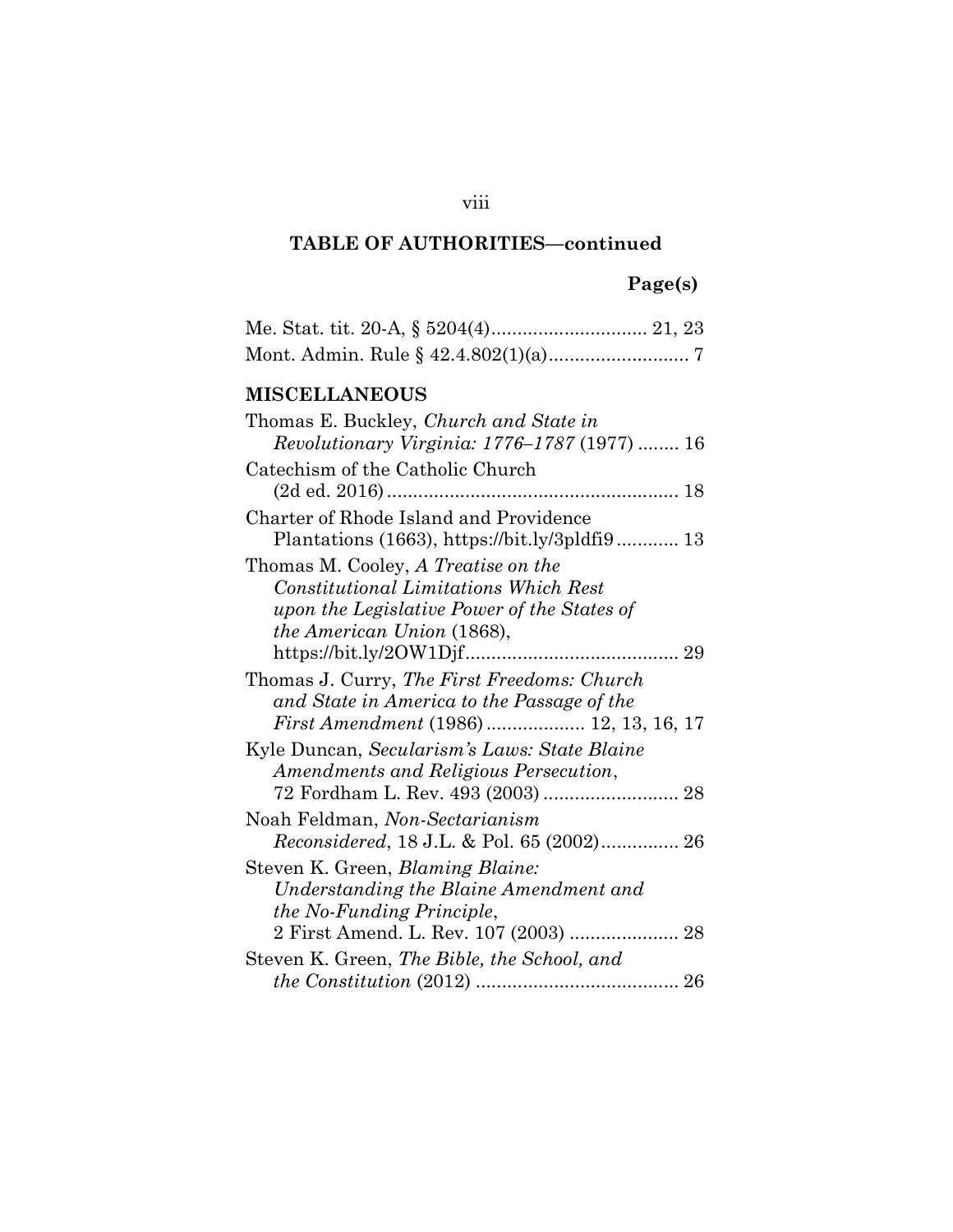**TABLE OF AUTHORITIES—continued**

**Page(s)**

Me. Stat. tit. 20-A, § 5204(4) .............................. 21, 23

Mont. Admin. Rule § 42.4.802(1)(a) .......................... 7

**MISCELLANEOUS**

Thomas E. Buckley, *Church and State in Revolutionary Virginia: 1776–1787* (1977) ........ 16

Catechism of the Catholic Church (2d ed. 2016) ........................................................ 18

Charter of Rhode Island and Providence Plantations (1663), https://bit.ly/3pldfi9 ............ 13

Thomas M. Cooley, *A Treatise on the Constitutional Limitations Which Rest upon the Legislative Power of the States of the American Union* (1868), https://bit.ly/2OW1Djf ......................................... 29

Thomas J. Curry, *The First Freedoms: Church and State in America to the Passage of the First Amendment* (1986) ................... 12, 13, 16, 17

Kyle Duncan, *Secularism's Laws: State Blaine Amendments and Religious Persecution*, 72 Fordham L. Rev. 493 (2003) .......................... 28

Noah Feldman, *Non-Sectarianism Reconsidered*, 18 J.L. & Pol. 65 (2002)............... 26

Steven K. Green, *Blaming Blaine: Understanding the Blaine Amendment and the No-Funding Principle*, 2 First Amend. L. Rev. 107 (2003) ..................... 28

Steven K. Green, *The Bible, the School, and the Constitution* (2012) ....................................... 26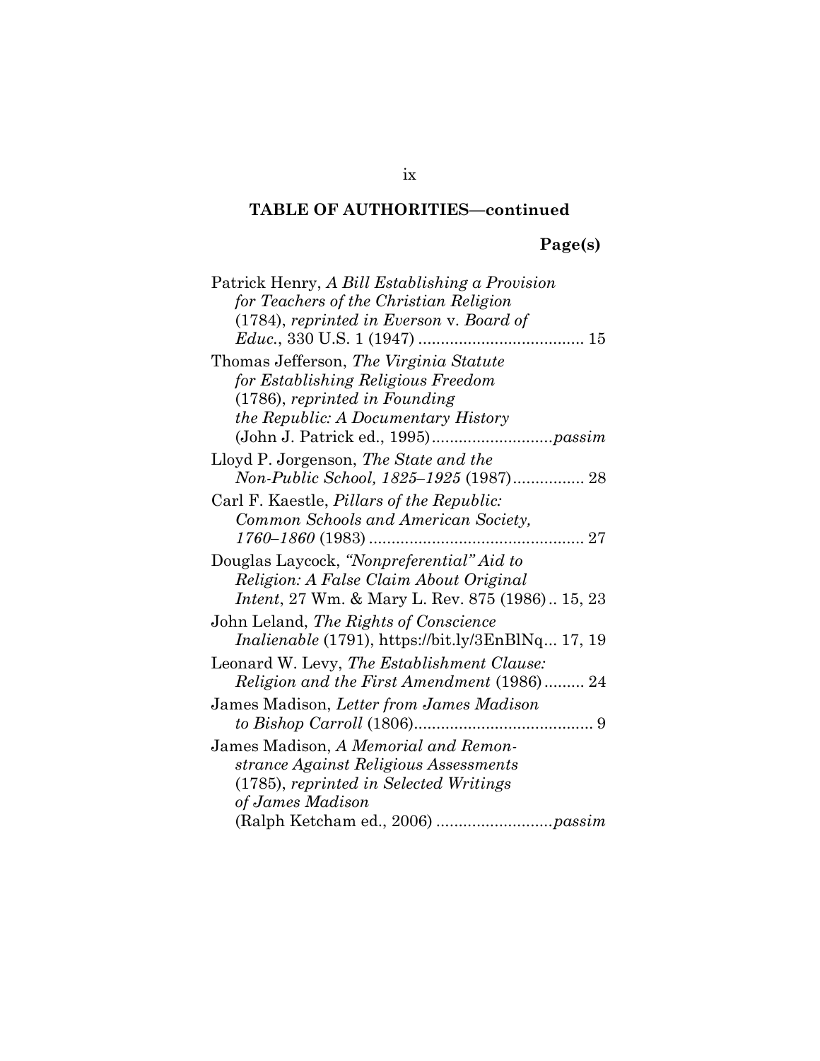**TABLE OF AUTHORITIES—continued**

**Page(s)**

Patrick Henry, *A Bill Establishing a Provision for Teachers of the Christian Religion* (1784), *reprinted in Everson* v. *Board of Educ.*, 330 U.S. 1 (1947) .................................... 15

Thomas Jefferson, *The Virginia Statute for Establishing Religious Freedom* (1786), *reprinted in Founding the Republic: A Documentary History* (John J. Patrick ed., 1995)..........................*passim*

Lloyd P. Jorgenson, *The State and the Non-Public School, 1825–1925* (1987)................ 28

Carl F. Kaestle, *Pillars of the Republic: Common Schools and American Society, 1760–1860* (1983) ............................................... 27

Douglas Laycock, *"Nonpreferential" Aid to Religion: A False Claim About Original Intent*, 27 Wm. & Mary L. Rev. 875 (1986).. 15, 23

John Leland, *The Rights of Conscience Inalienable* (1791), https://bit.ly/3EnBlNq... 17, 19

Leonard W. Levy, *The Establishment Clause: Religion and the First Amendment* (1986)......... 24

James Madison, *Letter from James Madison to Bishop Carroll* (1806)........................................ 9

James Madison, *A Memorial and Remonstrance Against Religious Assessments* (1785), *reprinted in Selected Writings of James Madison* (Ralph Ketcham ed., 2006) ..........................*passim*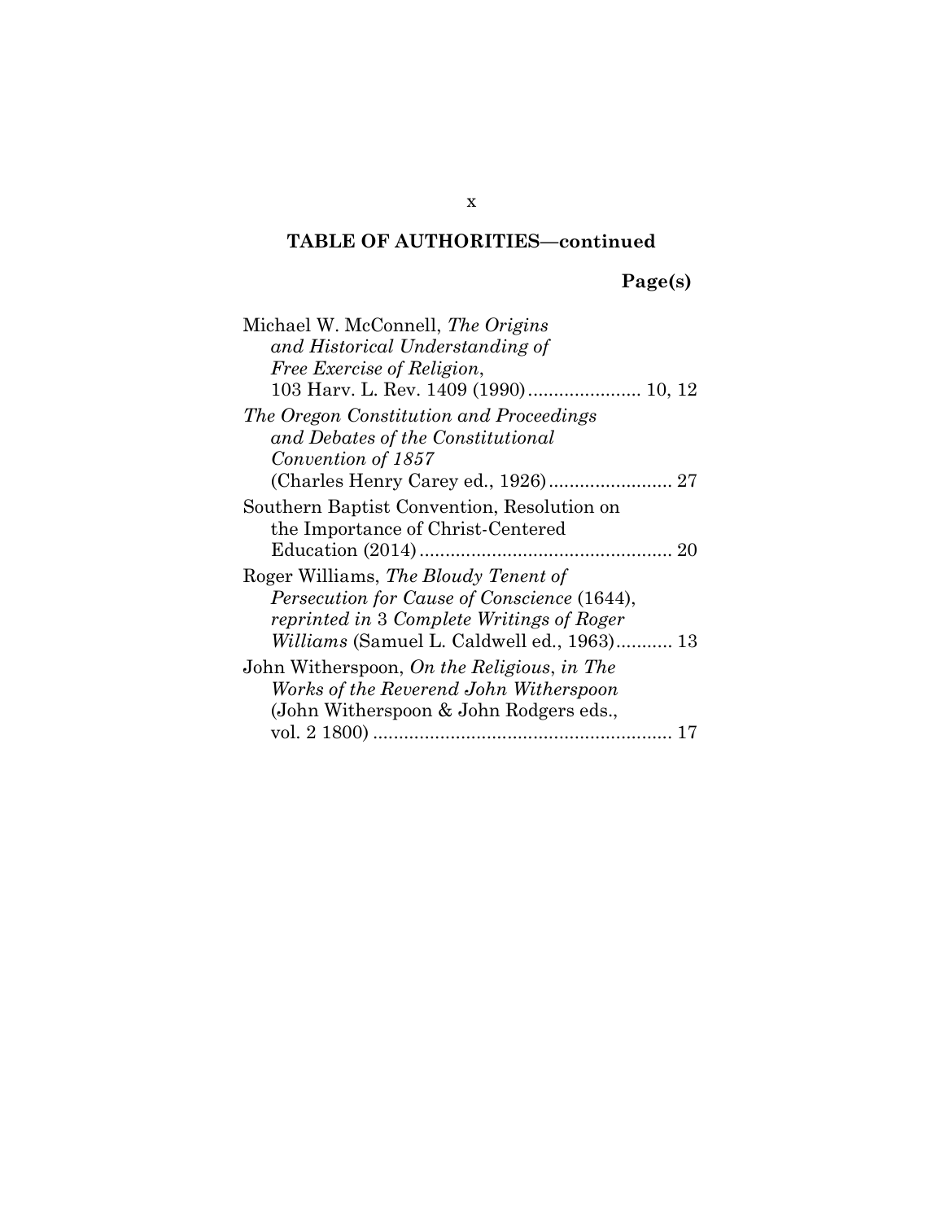**TABLE OF AUTHORITIES—continued**

**Page(s)**

Michael W. McConnell, *The Origins and Historical Understanding of Free Exercise of Religion*, 103 Harv. L. Rev. 1409 (1990)...................... 10, 12

*The Oregon Constitution and Proceedings and Debates of the Constitutional Convention of 1857* (Charles Henry Carey ed., 1926)........................ 27

Southern Baptist Convention, Resolution on the Importance of Christ-Centered Education (2014)................................................. 20

Roger Williams, *The Bloudy Tenent of Persecution for Cause of Conscience* (1644), *reprinted in* 3 *Complete Writings of Roger Williams* (Samuel L. Caldwell ed., 1963)........... 13

John Witherspoon, *On the Religious*, *in The Works of the Reverend John Witherspoon* (John Witherspoon & John Rodgers eds., vol. 2 1800) ......................................................... 17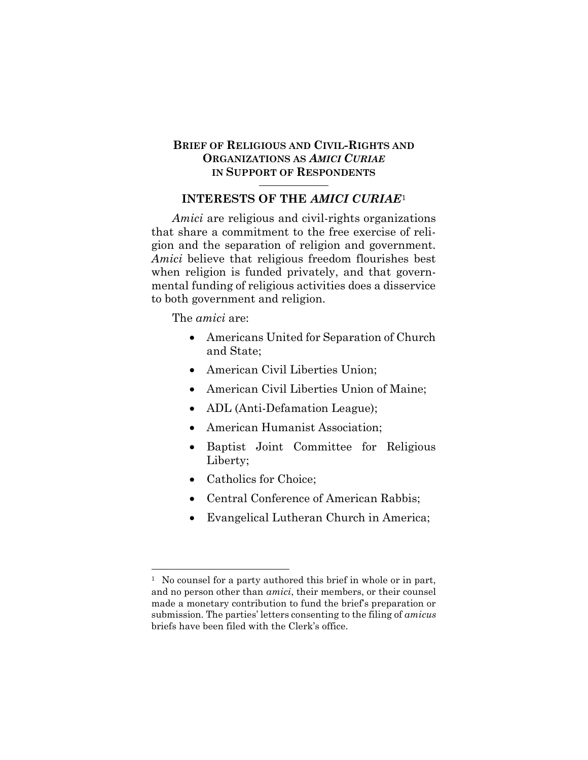**BRIEF OF RELIGIOUS AND CIVIL-RIGHTS AND ORGANIZATIONS AS *AMICI CURIAE* IN SUPPORT OF RESPONDENTS**

## INTERESTS OF THE *AMICI CURIAE*[1]

*Amici* are religious and civil-rights organizations that share a commitment to the free exercise of religion and the separation of religion and government. *Amici* believe that religious freedom flourishes best when religion is funded privately, and that governmental funding of religious activities does a disservice to both government and religion.

The *amici* are:

- Americans United for Separation of Church and State;
- American Civil Liberties Union;
- American Civil Liberties Union of Maine;
- ADL (Anti-Defamation League);
- American Humanist Association;
- Baptist Joint Committee for Religious Liberty;
- Catholics for Choice;
- Central Conference of American Rabbis;
- Evangelical Lutheran Church in America;

---

[1] No counsel for a party authored this brief in whole or in part, and no person other than *amici*, their members, or their counsel made a monetary contribution to fund the brief's preparation or submission. The parties' letters consenting to the filing of *amicus* briefs have been filed with the Clerk's office.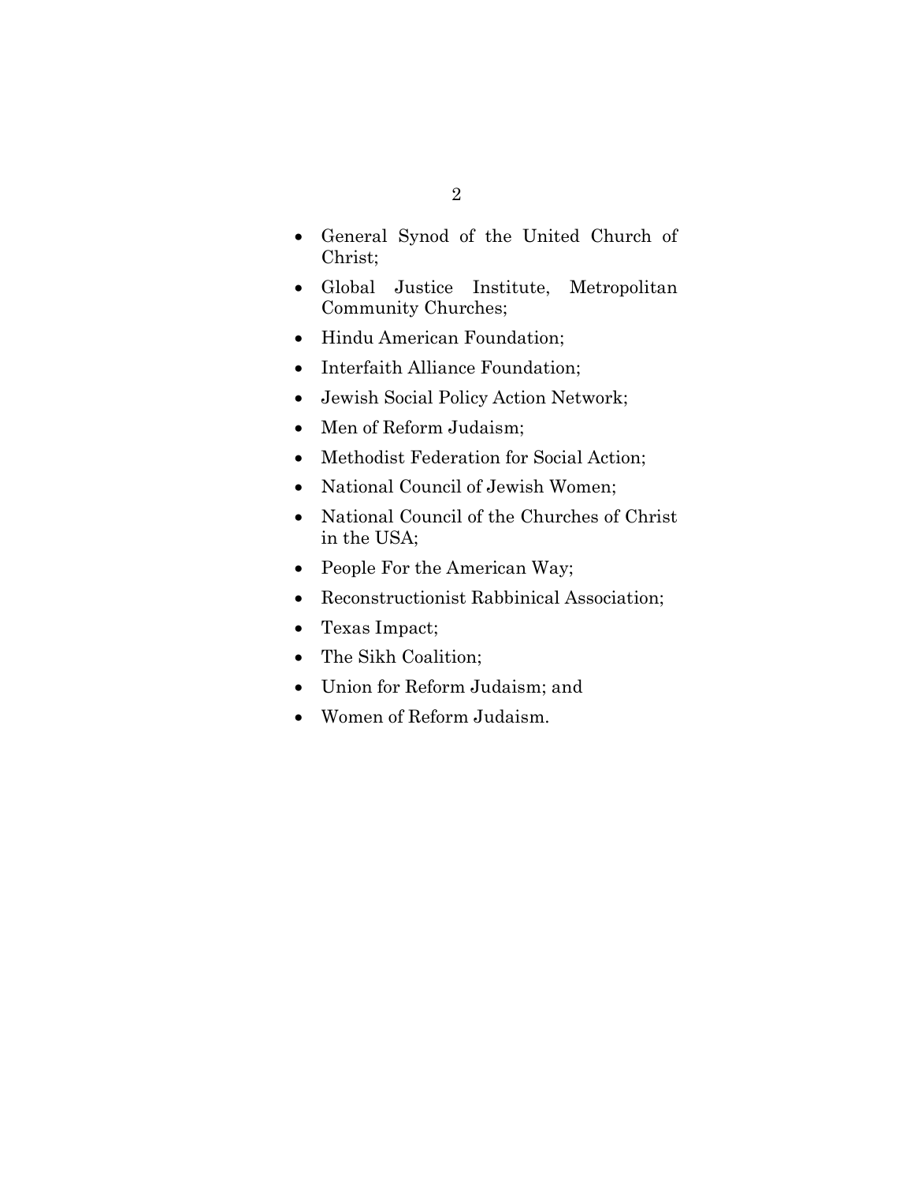- General Synod of the United Church of Christ;
- Global Justice Institute, Metropolitan Community Churches;
- Hindu American Foundation;
- Interfaith Alliance Foundation;
- Jewish Social Policy Action Network;
- Men of Reform Judaism;
- Methodist Federation for Social Action;
- National Council of Jewish Women;
- National Council of the Churches of Christ in the USA;
- People For the American Way;
- Reconstructionist Rabbinical Association;
- Texas Impact;
- The Sikh Coalition;
- Union for Reform Judaism; and
- Women of Reform Judaism.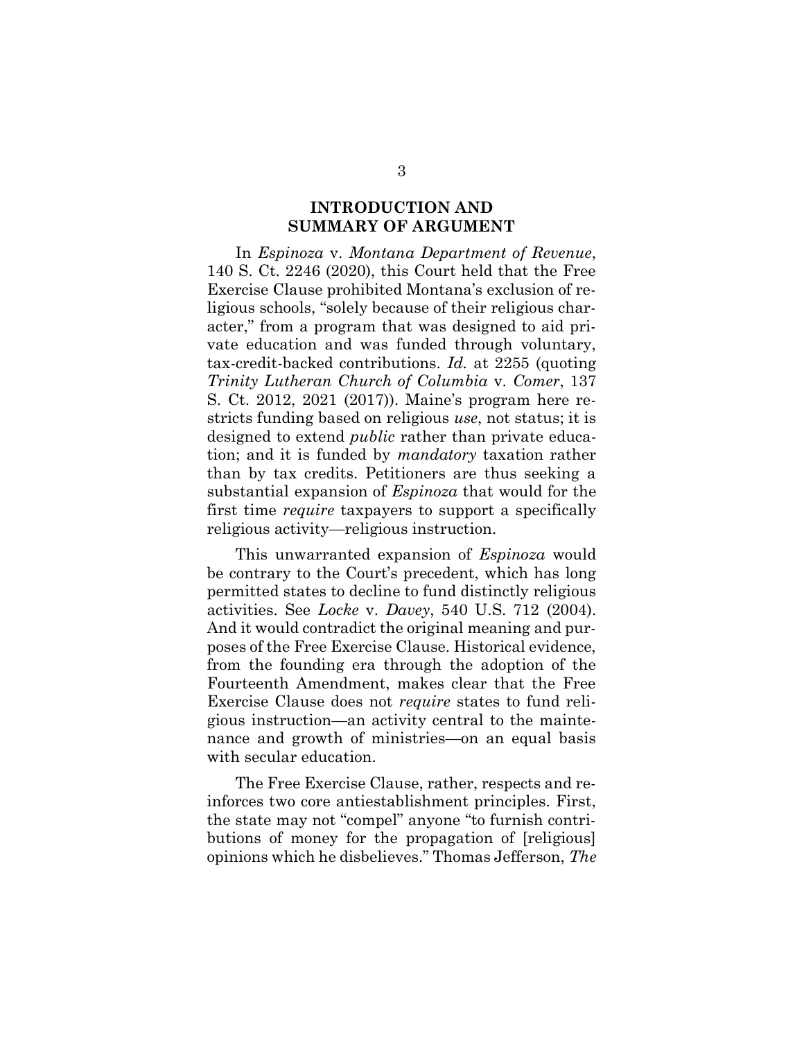## INTRODUCTION AND SUMMARY OF ARGUMENT

In *Espinoza* v. *Montana Department of Revenue*, 140 S. Ct. 2246 (2020), this Court held that the Free Exercise Clause prohibited Montana's exclusion of religious schools, "solely because of their religious character," from a program that was designed to aid private education and was funded through voluntary, tax-credit-backed contributions. *Id.* at 2255 (quoting *Trinity Lutheran Church of Columbia* v. *Comer*, 137 S. Ct. 2012, 2021 (2017)). Maine's program here restricts funding based on religious *use*, not status; it is designed to extend *public* rather than private education; and it is funded by *mandatory* taxation rather than by tax credits. Petitioners are thus seeking a substantial expansion of *Espinoza* that would for the first time *require* taxpayers to support a specifically religious activity—religious instruction.

This unwarranted expansion of *Espinoza* would be contrary to the Court's precedent, which has long permitted states to decline to fund distinctly religious activities. See *Locke* v. *Davey*, 540 U.S. 712 (2004). And it would contradict the original meaning and purposes of the Free Exercise Clause. Historical evidence, from the founding era through the adoption of the Fourteenth Amendment, makes clear that the Free Exercise Clause does not *require* states to fund religious instruction—an activity central to the maintenance and growth of ministries—on an equal basis with secular education.

The Free Exercise Clause, rather, respects and reinforces two core antiestablishment principles. First, the state may not "compel" anyone "to furnish contributions of money for the propagation of [religious] opinions which he disbelieves." Thomas Jefferson, *The*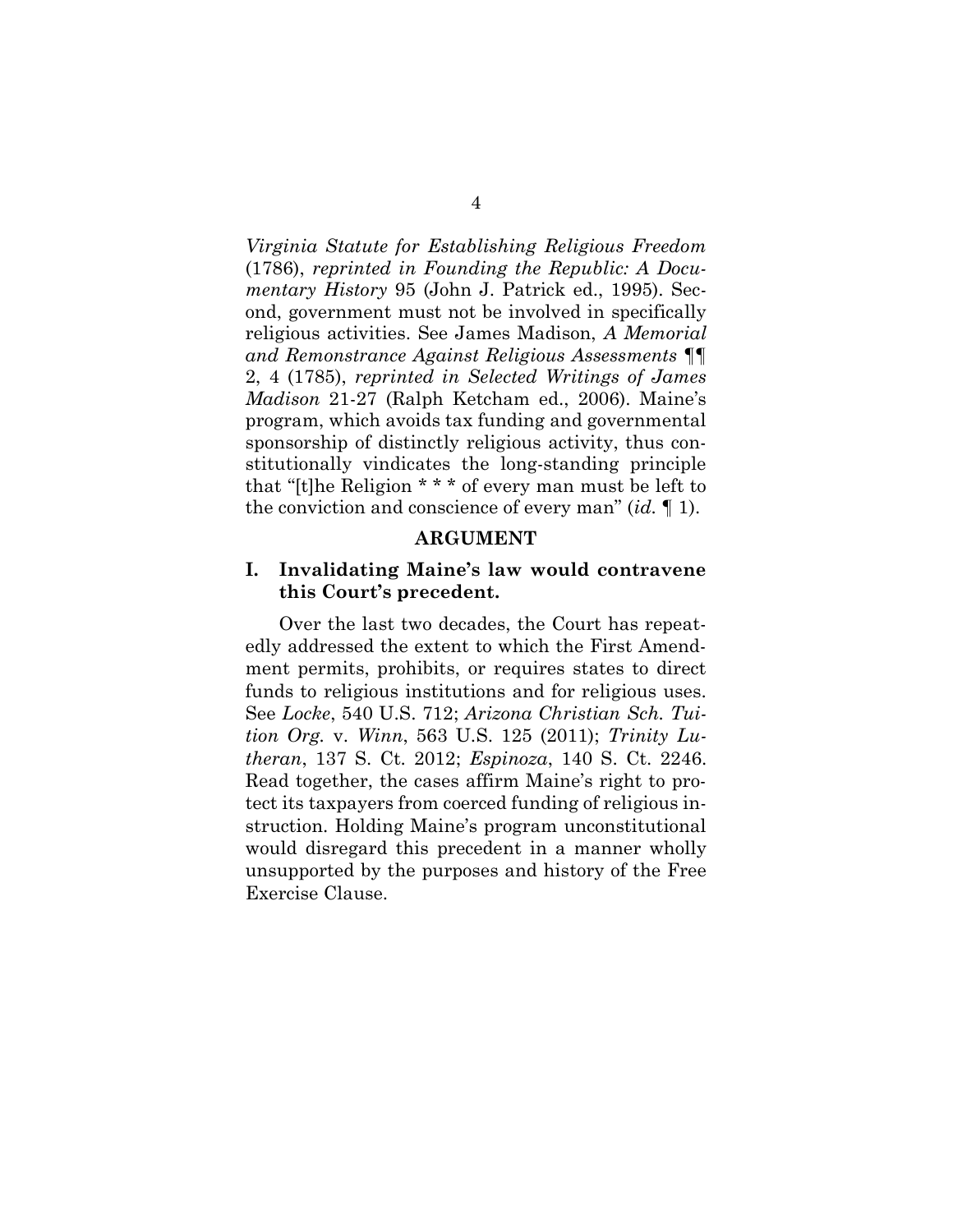*Virginia Statute for Establishing Religious Freedom* (1786), *reprinted in Founding the Republic: A Documentary History* 95 (John J. Patrick ed., 1995). Second, government must not be involved in specifically religious activities. See James Madison, *A Memorial and Remonstrance Against Religious Assessments* ¶¶ 2, 4 (1785), *reprinted in Selected Writings of James Madison* 21-27 (Ralph Ketcham ed., 2006). Maine's program, which avoids tax funding and governmental sponsorship of distinctly religious activity, thus constitutionally vindicates the long-standing principle that "[t]he Religion * * * of every man must be left to the conviction and conscience of every man" (*id.* ¶ 1).

## ARGUMENT

### I. Invalidating Maine's law would contravene this Court's precedent.

Over the last two decades, the Court has repeatedly addressed the extent to which the First Amendment permits, prohibits, or requires states to direct funds to religious institutions and for religious uses. See *Locke*, 540 U.S. 712; *Arizona Christian Sch. Tuition Org.* v. *Winn*, 563 U.S. 125 (2011); *Trinity Lutheran*, 137 S. Ct. 2012; *Espinoza*, 140 S. Ct. 2246. Read together, the cases affirm Maine's right to protect its taxpayers from coerced funding of religious instruction. Holding Maine's program unconstitutional would disregard this precedent in a manner wholly unsupported by the purposes and history of the Free Exercise Clause.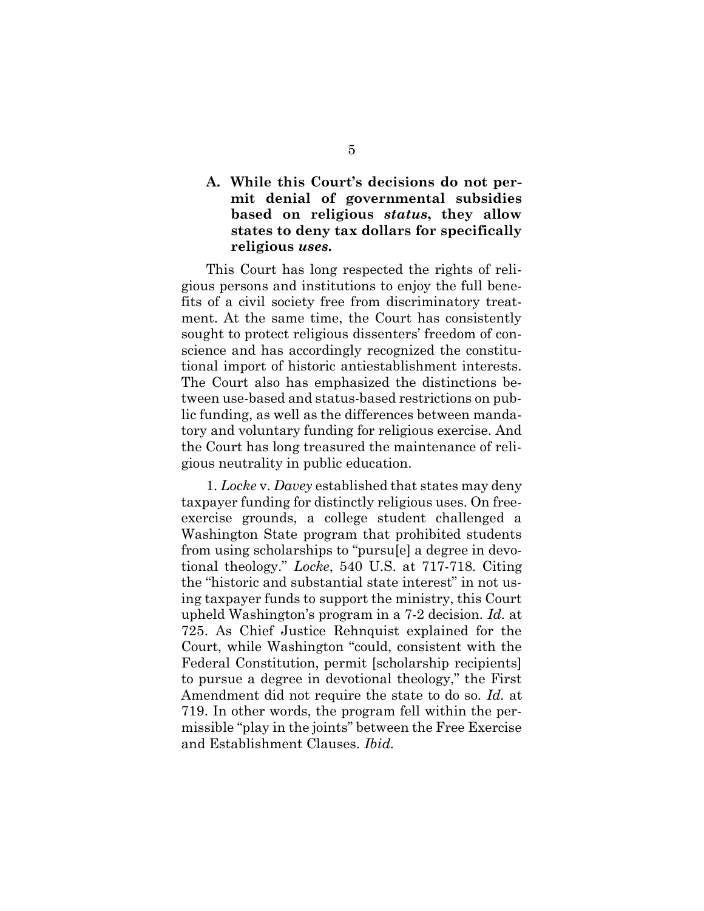### A. While this Court's decisions do not permit denial of governmental subsidies based on religious *status*, they allow states to deny tax dollars for specifically religious *uses*.

This Court has long respected the rights of religious persons and institutions to enjoy the full benefits of a civil society free from discriminatory treatment. At the same time, the Court has consistently sought to protect religious dissenters' freedom of conscience and has accordingly recognized the constitutional import of historic antiestablishment interests. The Court also has emphasized the distinctions between use-based and status-based restrictions on public funding, as well as the differences between mandatory and voluntary funding for religious exercise. And the Court has long treasured the maintenance of religious neutrality in public education.

1. *Locke* v. *Davey* established that states may deny taxpayer funding for distinctly religious uses. On free-exercise grounds, a college student challenged a Washington State program that prohibited students from using scholarships to "pursu[e] a degree in devotional theology." *Locke*, 540 U.S. at 717-718. Citing the "historic and substantial state interest" in not using taxpayer funds to support the ministry, this Court upheld Washington's program in a 7-2 decision. *Id.* at 725. As Chief Justice Rehnquist explained for the Court, while Washington "could, consistent with the Federal Constitution, permit [scholarship recipients] to pursue a degree in devotional theology," the First Amendment did not require the state to do so. *Id.* at 719. In other words, the program fell within the permissible "play in the joints" between the Free Exercise and Establishment Clauses. *Ibid.*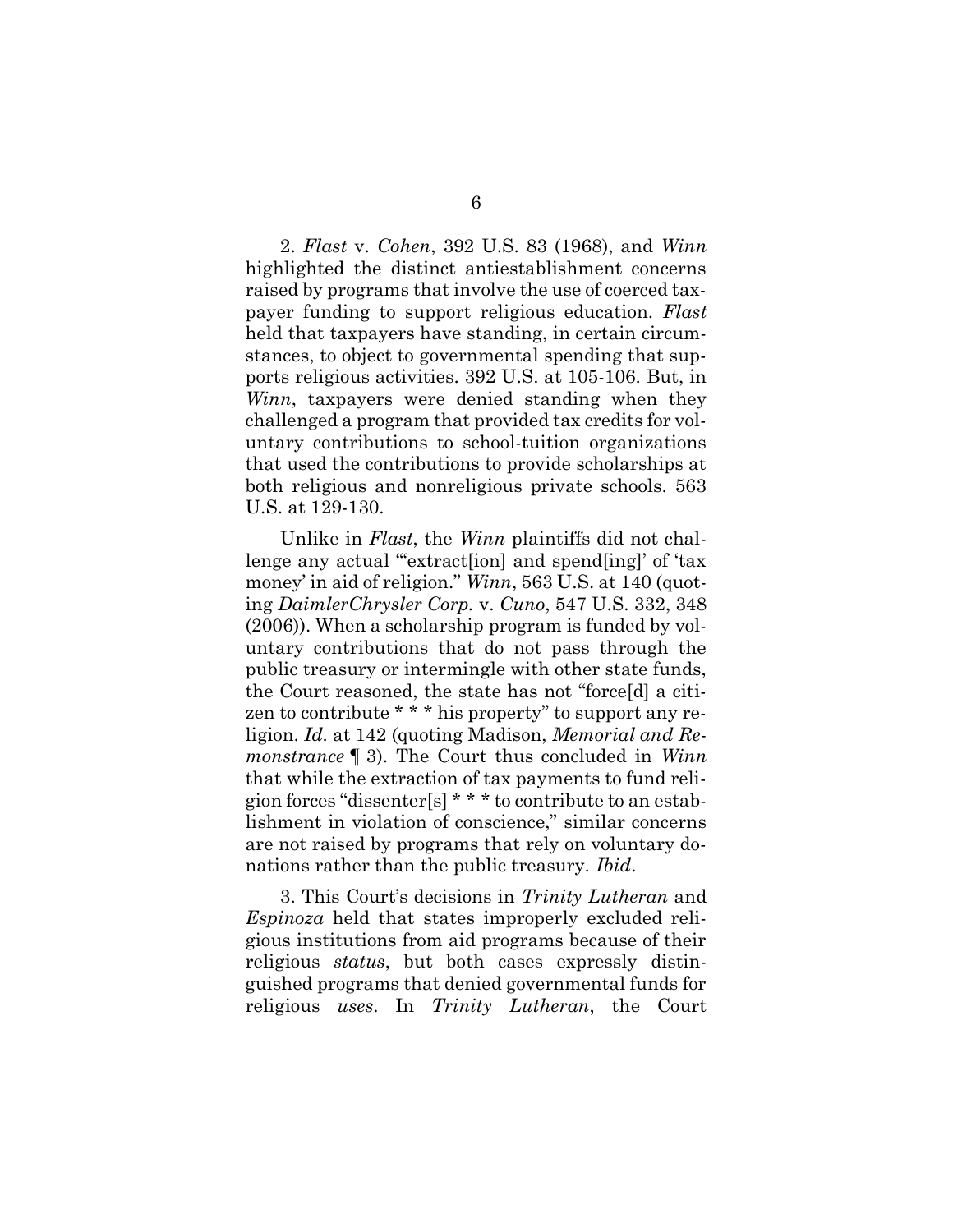2. *Flast* v. *Cohen*, 392 U.S. 83 (1968), and *Winn* highlighted the distinct antiestablishment concerns raised by programs that involve the use of coerced taxpayer funding to support religious education. *Flast* held that taxpayers have standing, in certain circumstances, to object to governmental spending that supports religious activities. 392 U.S. at 105-106. But, in *Winn*, taxpayers were denied standing when they challenged a program that provided tax credits for voluntary contributions to school-tuition organizations that used the contributions to provide scholarships at both religious and nonreligious private schools. 563 U.S. at 129-130.

Unlike in *Flast*, the *Winn* plaintiffs did not challenge any actual "'extract[ion] and spend[ing]' of 'tax money' in aid of religion." *Winn*, 563 U.S. at 140 (quoting *DaimlerChrysler Corp.* v. *Cuno*, 547 U.S. 332, 348 (2006)). When a scholarship program is funded by voluntary contributions that do not pass through the public treasury or intermingle with other state funds, the Court reasoned, the state has not "force[d] a citizen to contribute * * * his property" to support any religion. *Id.* at 142 (quoting Madison, *Memorial and Remonstrance* ¶ 3). The Court thus concluded in *Winn* that while the extraction of tax payments to fund religion forces "dissenter[s] * * * to contribute to an establishment in violation of conscience," similar concerns are not raised by programs that rely on voluntary donations rather than the public treasury. *Ibid.*

3. This Court's decisions in *Trinity Lutheran* and *Espinoza* held that states improperly excluded religious institutions from aid programs because of their religious *status*, but both cases expressly distinguished programs that denied governmental funds for religious *uses*. In *Trinity Lutheran*, the Court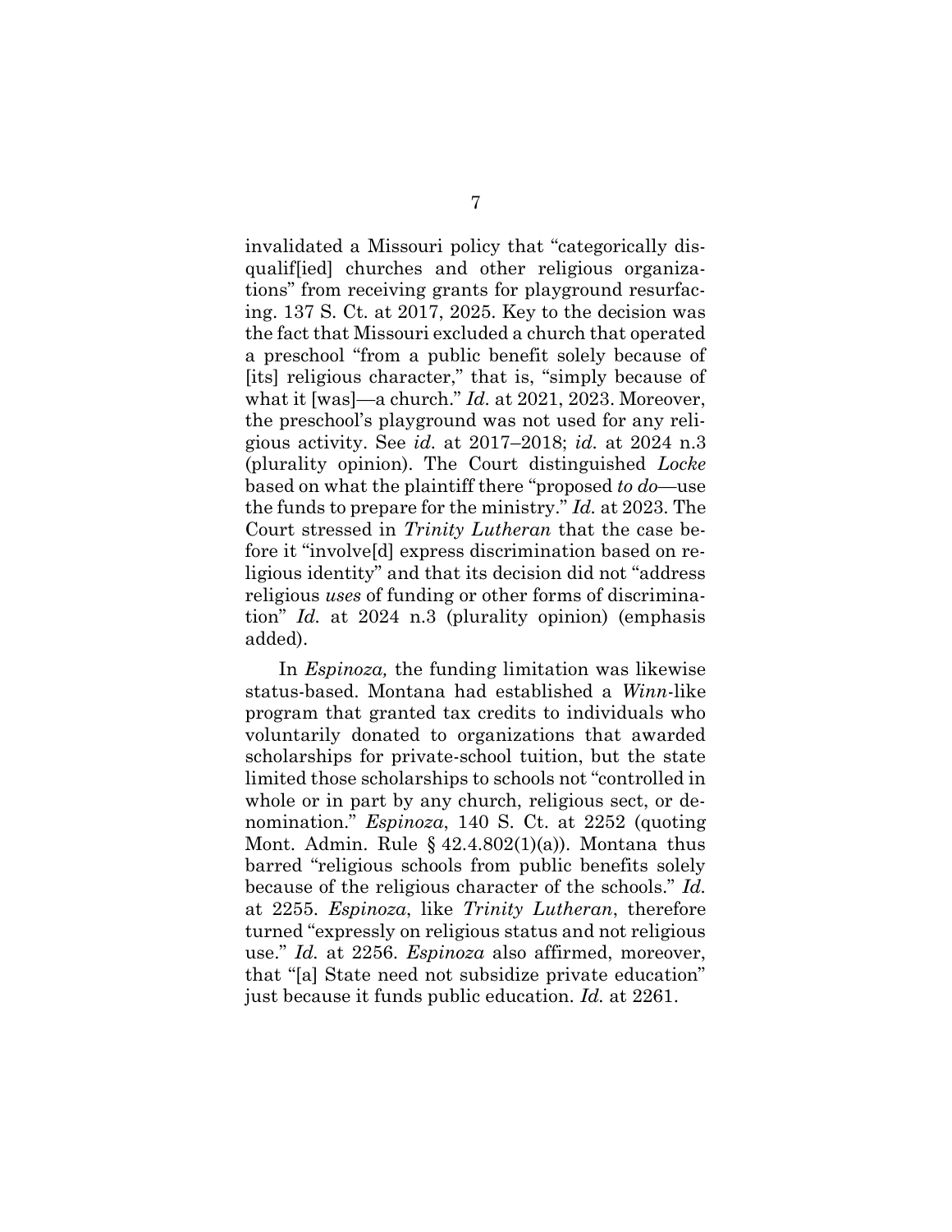invalidated a Missouri policy that "categorically disqualif[ied] churches and other religious organizations" from receiving grants for playground resurfacing. 137 S. Ct. at 2017, 2025. Key to the decision was the fact that Missouri excluded a church that operated a preschool "from a public benefit solely because of [its] religious character," that is, "simply because of what it [was]—a church." *Id.* at 2021, 2023. Moreover, the preschool's playground was not used for any religious activity. See *id.* at 2017–2018; *id.* at 2024 n.3 (plurality opinion). The Court distinguished *Locke* based on what the plaintiff there "proposed *to do*—use the funds to prepare for the ministry." *Id.* at 2023. The Court stressed in *Trinity Lutheran* that the case before it "involve[d] express discrimination based on religious identity" and that its decision did not "address religious *uses* of funding or other forms of discrimination" *Id.* at 2024 n.3 (plurality opinion) (emphasis added).

In *Espinoza,* the funding limitation was likewise status-based. Montana had established a *Winn*-like program that granted tax credits to individuals who voluntarily donated to organizations that awarded scholarships for private-school tuition, but the state limited those scholarships to schools not "controlled in whole or in part by any church, religious sect, or denomination." *Espinoza*, 140 S. Ct. at 2252 (quoting Mont. Admin. Rule § 42.4.802(1)(a)). Montana thus barred "religious schools from public benefits solely because of the religious character of the schools." *Id.* at 2255. *Espinoza*, like *Trinity Lutheran*, therefore turned "expressly on religious status and not religious use." *Id.* at 2256. *Espinoza* also affirmed, moreover, that "[a] State need not subsidize private education" just because it funds public education. *Id.* at 2261.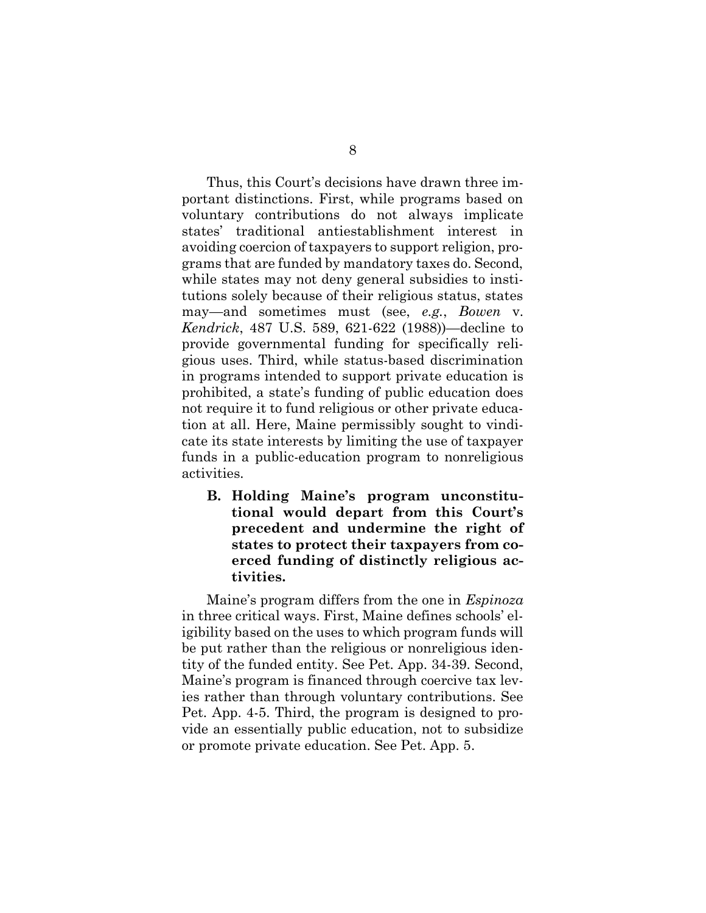Thus, this Court's decisions have drawn three important distinctions. First, while programs based on voluntary contributions do not always implicate states' traditional antiestablishment interest in avoiding coercion of taxpayers to support religion, programs that are funded by mandatory taxes do. Second, while states may not deny general subsidies to institutions solely because of their religious status, states may—and sometimes must (see, *e.g.*, *Bowen* v. *Kendrick*, 487 U.S. 589, 621-622 (1988))—decline to provide governmental funding for specifically religious uses. Third, while status-based discrimination in programs intended to support private education is prohibited, a state's funding of public education does not require it to fund religious or other private education at all. Here, Maine permissibly sought to vindicate its state interests by limiting the use of taxpayer funds in a public-education program to nonreligious activities.

### B. Holding Maine's program unconstitutional would depart from this Court's precedent and undermine the right of states to protect their taxpayers from coerced funding of distinctly religious activities.

Maine's program differs from the one in *Espinoza* in three critical ways. First, Maine defines schools' eligibility based on the uses to which program funds will be put rather than the religious or nonreligious identity of the funded entity. See Pet. App. 34-39. Second, Maine's program is financed through coercive tax levies rather than through voluntary contributions. See Pet. App. 4-5. Third, the program is designed to provide an essentially public education, not to subsidize or promote private education. See Pet. App. 5.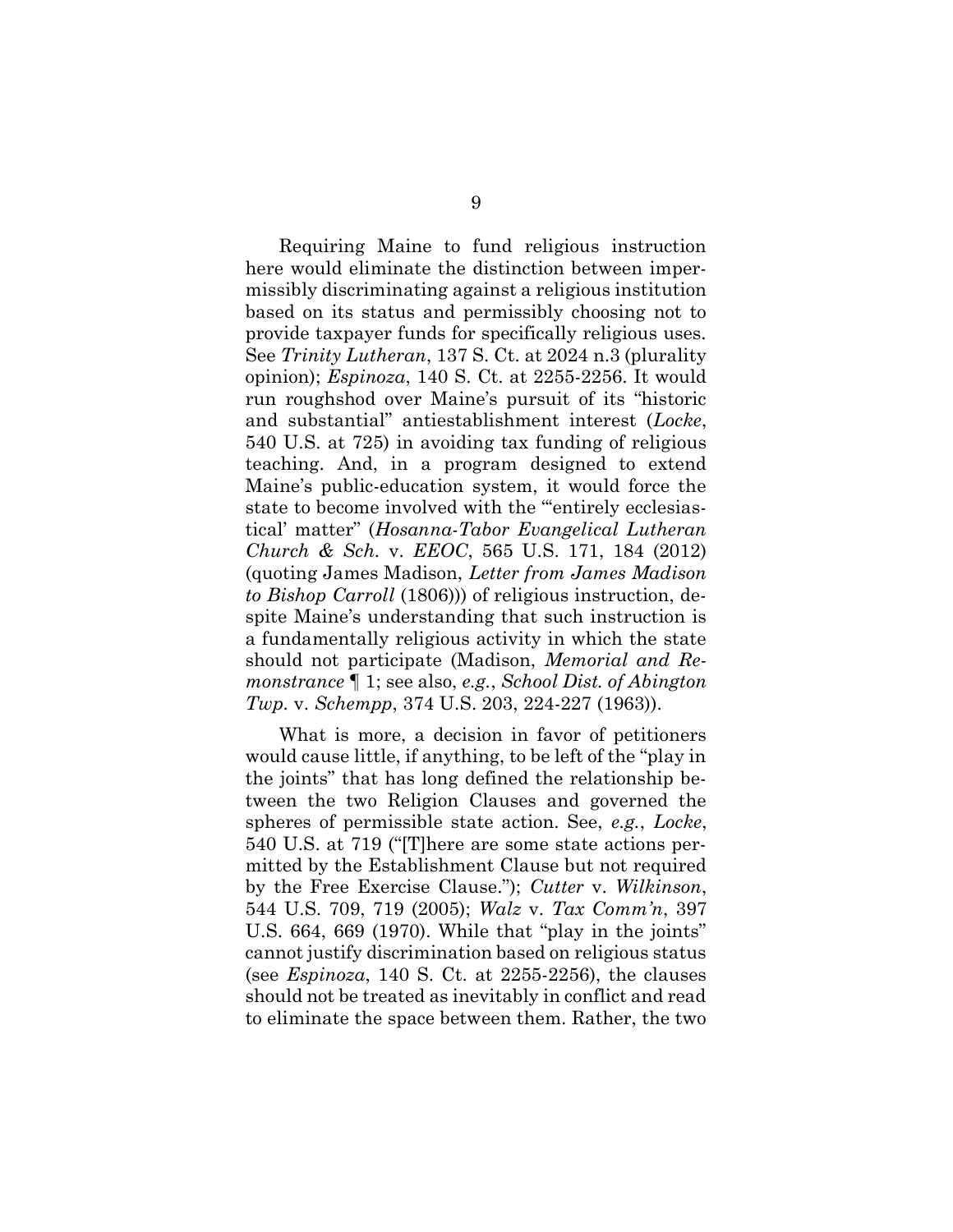Requiring Maine to fund religious instruction here would eliminate the distinction between impermissibly discriminating against a religious institution based on its status and permissibly choosing not to provide taxpayer funds for specifically religious uses. See *Trinity Lutheran*, 137 S. Ct. at 2024 n.3 (plurality opinion); *Espinoza*, 140 S. Ct. at 2255-2256. It would run roughshod over Maine's pursuit of its "historic and substantial" antiestablishment interest (*Locke*, 540 U.S. at 725) in avoiding tax funding of religious teaching. And, in a program designed to extend Maine's public-education system, it would force the state to become involved with the "'entirely ecclesiastical' matter" (*Hosanna-Tabor Evangelical Lutheran Church & Sch.* v. *EEOC*, 565 U.S. 171, 184 (2012) (quoting James Madison, *Letter from James Madison to Bishop Carroll* (1806))) of religious instruction, despite Maine's understanding that such instruction is a fundamentally religious activity in which the state should not participate (Madison, *Memorial and Remonstrance* ¶ 1; see also, *e.g.*, *School Dist. of Abington Twp.* v. *Schempp*, 374 U.S. 203, 224-227 (1963)).

What is more, a decision in favor of petitioners would cause little, if anything, to be left of the "play in the joints" that has long defined the relationship between the two Religion Clauses and governed the spheres of permissible state action. See, *e.g.*, *Locke*, 540 U.S. at 719 ("[T]here are some state actions permitted by the Establishment Clause but not required by the Free Exercise Clause."); *Cutter* v. *Wilkinson*, 544 U.S. 709, 719 (2005); *Walz* v. *Tax Comm'n*, 397 U.S. 664, 669 (1970). While that "play in the joints" cannot justify discrimination based on religious status (see *Espinoza*, 140 S. Ct. at 2255-2256), the clauses should not be treated as inevitably in conflict and read to eliminate the space between them. Rather, the two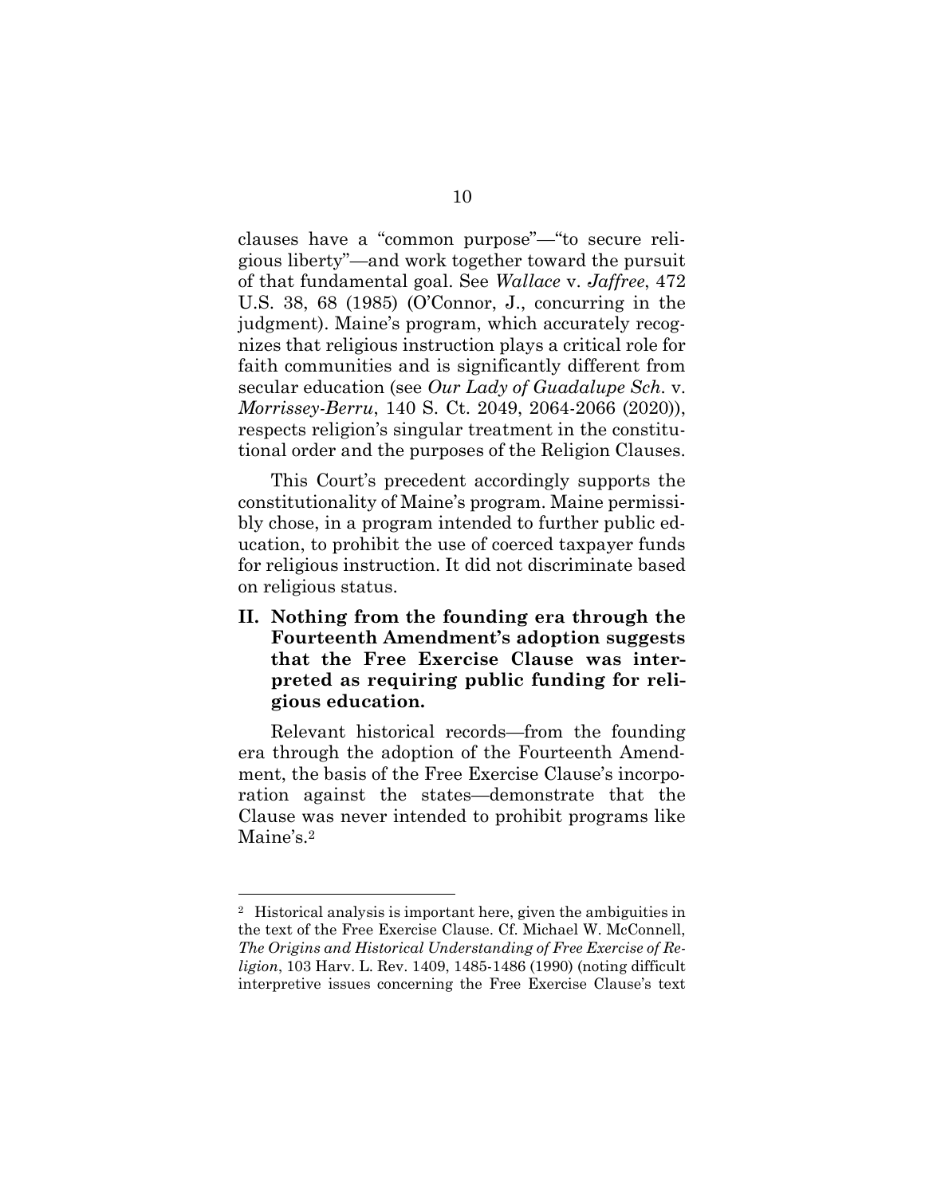clauses have a "common purpose"—"to secure religious liberty"—and work together toward the pursuit of that fundamental goal. See *Wallace* v. *Jaffree*, 472 U.S. 38, 68 (1985) (O'Connor, J., concurring in the judgment). Maine's program, which accurately recognizes that religious instruction plays a critical role for faith communities and is significantly different from secular education (see *Our Lady of Guadalupe Sch.* v. *Morrissey-Berru*, 140 S. Ct. 2049, 2064-2066 (2020)), respects religion's singular treatment in the constitutional order and the purposes of the Religion Clauses.

This Court's precedent accordingly supports the constitutionality of Maine's program. Maine permissibly chose, in a program intended to further public education, to prohibit the use of coerced taxpayer funds for religious instruction. It did not discriminate based on religious status.

## II. Nothing from the founding era through the Fourteenth Amendment's adoption suggests that the Free Exercise Clause was interpreted as requiring public funding for religious education.

Relevant historical records—from the founding era through the adoption of the Fourteenth Amendment, the basis of the Free Exercise Clause's incorporation against the states—demonstrate that the Clause was never intended to prohibit programs like Maine's.[2]

---

[2] Historical analysis is important here, given the ambiguities in the text of the Free Exercise Clause. Cf. Michael W. McConnell, *The Origins and Historical Understanding of Free Exercise of Religion*, 103 Harv. L. Rev. 1409, 1485-1486 (1990) (noting difficult interpretive issues concerning the Free Exercise Clause's text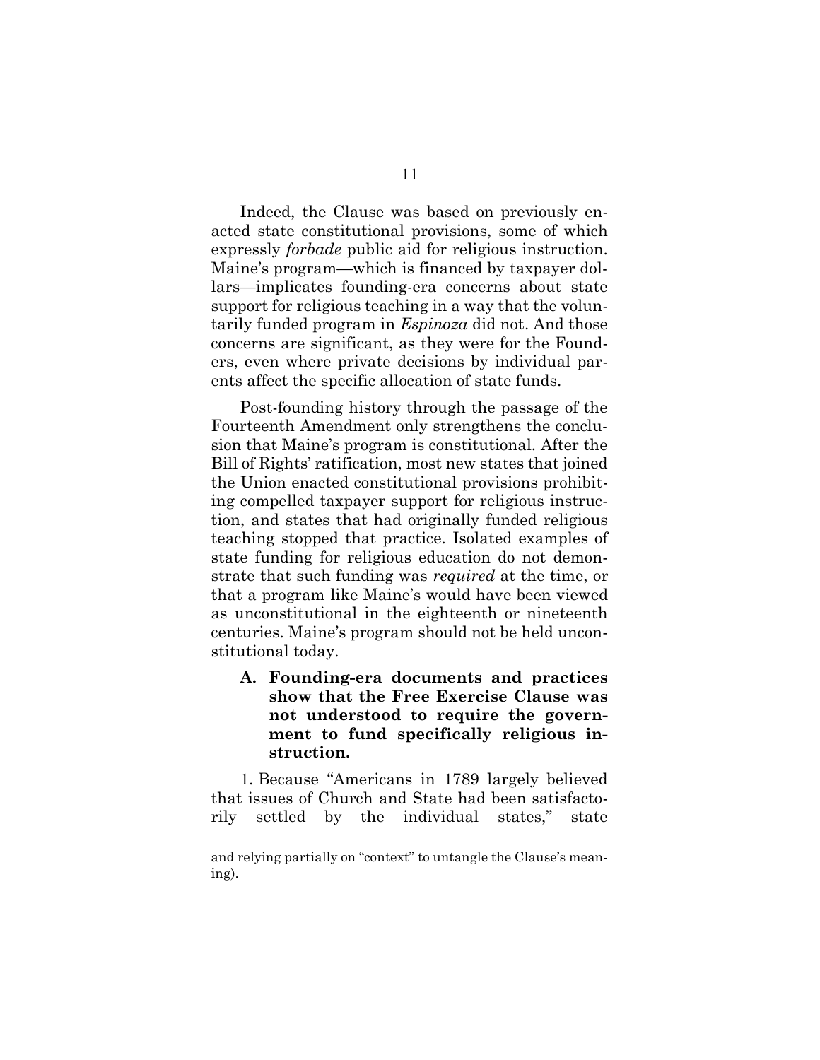Indeed, the Clause was based on previously enacted state constitutional provisions, some of which expressly *forbade* public aid for religious instruction. Maine's program—which is financed by taxpayer dollars—implicates founding-era concerns about state support for religious teaching in a way that the voluntarily funded program in *Espinoza* did not. And those concerns are significant, as they were for the Founders, even where private decisions by individual parents affect the specific allocation of state funds.

Post-founding history through the passage of the Fourteenth Amendment only strengthens the conclusion that Maine's program is constitutional. After the Bill of Rights' ratification, most new states that joined the Union enacted constitutional provisions prohibiting compelled taxpayer support for religious instruction, and states that had originally funded religious teaching stopped that practice. Isolated examples of state funding for religious education do not demonstrate that such funding was *required* at the time, or that a program like Maine's would have been viewed as unconstitutional in the eighteenth or nineteenth centuries. Maine's program should not be held unconstitutional today.

### A. Founding-era documents and practices show that the Free Exercise Clause was not understood to require the government to fund specifically religious instruction.

1. Because "Americans in 1789 largely believed that issues of Church and State had been satisfactorily settled by the individual states," state

---

and relying partially on "context" to untangle the Clause's meaning).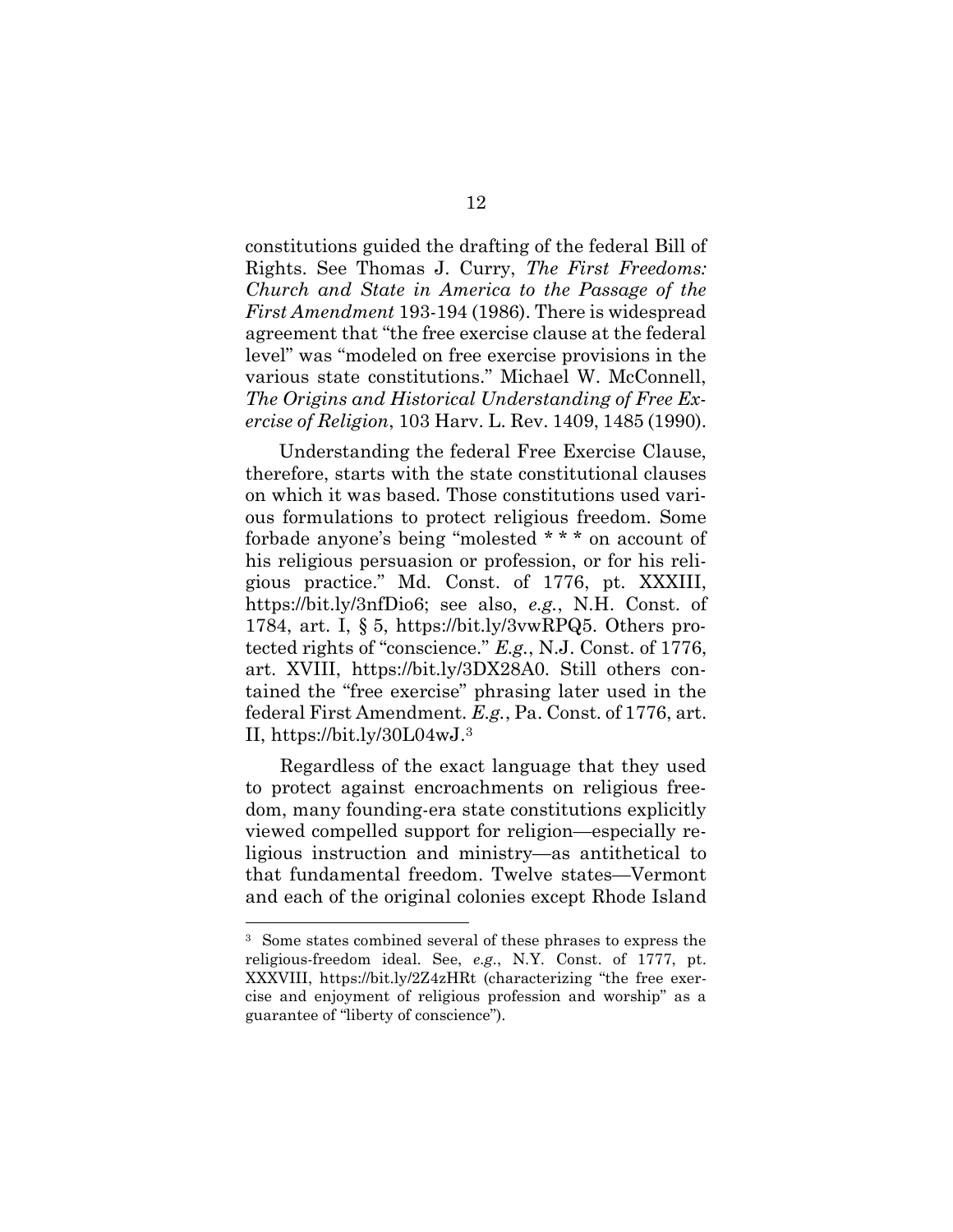constitutions guided the drafting of the federal Bill of Rights. See Thomas J. Curry, *The First Freedoms: Church and State in America to the Passage of the First Amendment* 193-194 (1986). There is widespread agreement that "the free exercise clause at the federal level" was "modeled on free exercise provisions in the various state constitutions." Michael W. McConnell, *The Origins and Historical Understanding of Free Exercise of Religion*, 103 Harv. L. Rev. 1409, 1485 (1990).

Understanding the federal Free Exercise Clause, therefore, starts with the state constitutional clauses on which it was based. Those constitutions used various formulations to protect religious freedom. Some forbade anyone's being "molested * * * on account of his religious persuasion or profession, or for his religious practice." Md. Const. of 1776, pt. XXXIII, https://bit.ly/3nfDio6; see also, *e.g.*, N.H. Const. of 1784, art. I, § 5, https://bit.ly/3vwRPQ5. Others protected rights of "conscience." *E.g.*, N.J. Const. of 1776, art. XVIII, https://bit.ly/3DX28A0. Still others contained the "free exercise" phrasing later used in the federal First Amendment. *E.g.*, Pa. Const. of 1776, art. II, https://bit.ly/30L04wJ.[3]

Regardless of the exact language that they used to protect against encroachments on religious freedom, many founding-era state constitutions explicitly viewed compelled support for religion—especially religious instruction and ministry—as antithetical to that fundamental freedom. Twelve states—Vermont and each of the original colonies except Rhode Island

[3] Some states combined several of these phrases to express the religious-freedom ideal. See, *e.g.*, N.Y. Const. of 1777, pt. XXXVIII, https://bit.ly/2Z4zHRt (characterizing "the free exercise and enjoyment of religious profession and worship" as a guarantee of "liberty of conscience").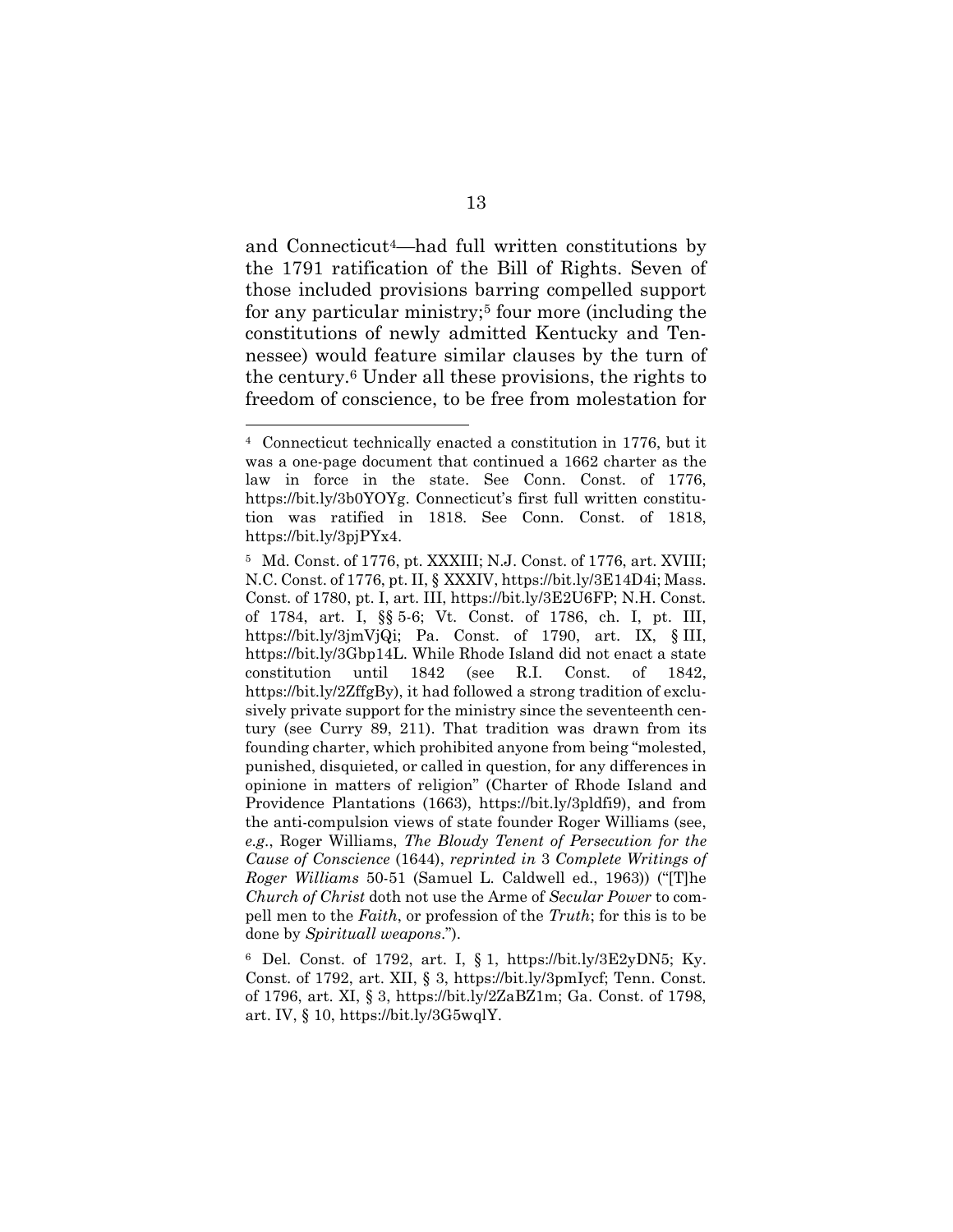and Connecticut[4]—had full written constitutions by the 1791 ratification of the Bill of Rights. Seven of those included provisions barring compelled support for any particular ministry;[5] four more (including the constitutions of newly admitted Kentucky and Tennessee) would feature similar clauses by the turn of the century.[6] Under all these provisions, the rights to freedom of conscience, to be free from molestation for

---

[4] Connecticut technically enacted a constitution in 1776, but it was a one-page document that continued a 1662 charter as the law in force in the state. See Conn. Const. of 1776, https://bit.ly/3b0YOYg. Connecticut's first full written constitution was ratified in 1818. See Conn. Const. of 1818, https://bit.ly/3pjPYx4.

[5] Md. Const. of 1776, pt. XXXIII; N.J. Const. of 1776, art. XVIII; N.C. Const. of 1776, pt. II, § XXXIV, https://bit.ly/3E14D4i; Mass. Const. of 1780, pt. I, art. III, https://bit.ly/3E2U6FP; N.H. Const. of 1784, art. I, §§ 5-6; Vt. Const. of 1786, ch. I, pt. III, https://bit.ly/3jmVjQi; Pa. Const. of 1790, art. IX, § III, https://bit.ly/3Gbp14L. While Rhode Island did not enact a state constitution until 1842 (see R.I. Const. of 1842, https://bit.ly/2ZffgBy), it had followed a strong tradition of exclusively private support for the ministry since the seventeenth century (see Curry 89, 211). That tradition was drawn from its founding charter, which prohibited anyone from being "molested, punished, disquieted, or called in question, for any differences in opinione in matters of religion" (Charter of Rhode Island and Providence Plantations (1663), https://bit.ly/3pldfi9), and from the anti-compulsion views of state founder Roger Williams (see, *e.g.*, Roger Williams, *The Bloudy Tenent of Persecution for the Cause of Conscience* (1644), *reprinted in* 3 *Complete Writings of Roger Williams* 50-51 (Samuel L. Caldwell ed., 1963)) ("[T]he *Church of Christ* doth not use the Arme of *Secular Power* to compell men to the *Faith*, or profession of the *Truth*; for this is to be done by *Spirituall weapons*.").

[6] Del. Const. of 1792, art. I, § 1, https://bit.ly/3E2yDN5; Ky. Const. of 1792, art. XII, § 3, https://bit.ly/3pmIycf; Tenn. Const. of 1796, art. XI, § 3, https://bit.ly/2ZaBZ1m; Ga. Const. of 1798, art. IV, § 10, https://bit.ly/3G5wqlY.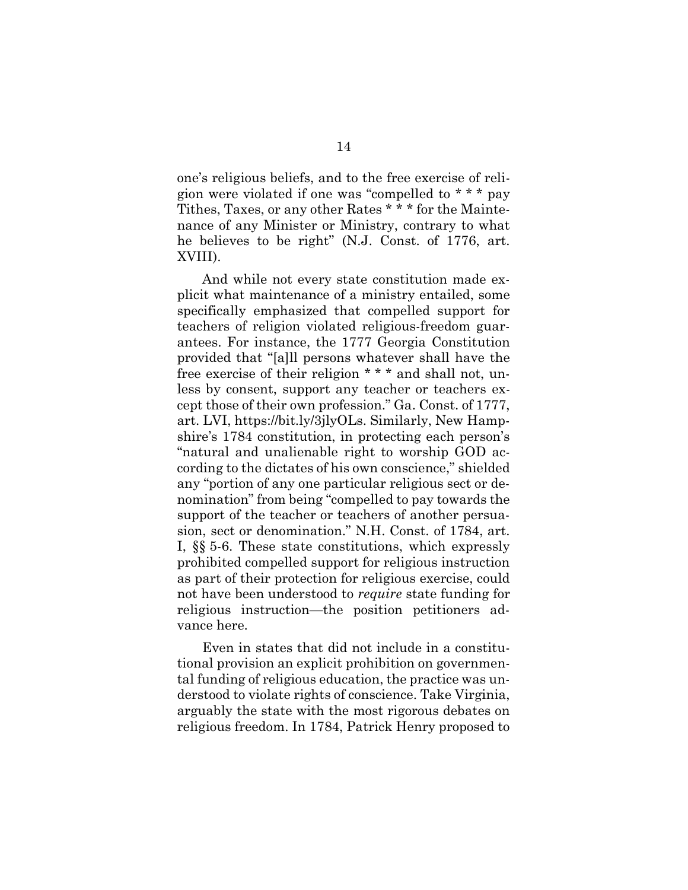one's religious beliefs, and to the free exercise of religion were violated if one was "compelled to * * * pay Tithes, Taxes, or any other Rates * * * for the Maintenance of any Minister or Ministry, contrary to what he believes to be right" (N.J. Const. of 1776, art. XVIII).

And while not every state constitution made explicit what maintenance of a ministry entailed, some specifically emphasized that compelled support for teachers of religion violated religious-freedom guarantees. For instance, the 1777 Georgia Constitution provided that "[a]ll persons whatever shall have the free exercise of their religion * * * and shall not, unless by consent, support any teacher or teachers except those of their own profession." Ga. Const. of 1777, art. LVI, https://bit.ly/3jlyOLs. Similarly, New Hampshire's 1784 constitution, in protecting each person's "natural and unalienable right to worship GOD according to the dictates of his own conscience," shielded any "portion of any one particular religious sect or denomination" from being "compelled to pay towards the support of the teacher or teachers of another persuasion, sect or denomination." N.H. Const. of 1784, art. I, §§ 5-6. These state constitutions, which expressly prohibited compelled support for religious instruction as part of their protection for religious exercise, could not have been understood to *require* state funding for religious instruction—the position petitioners advance here.

Even in states that did not include in a constitutional provision an explicit prohibition on governmental funding of religious education, the practice was understood to violate rights of conscience. Take Virginia, arguably the state with the most rigorous debates on religious freedom. In 1784, Patrick Henry proposed to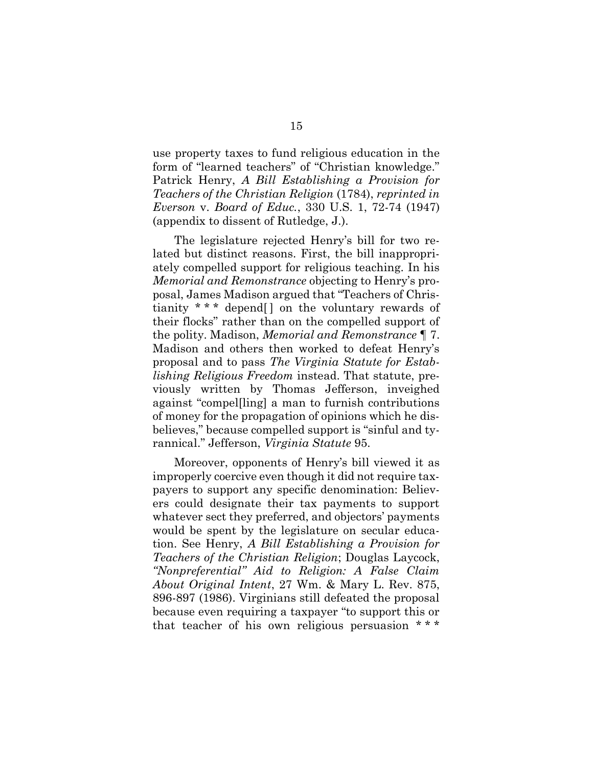use property taxes to fund religious education in the form of "learned teachers" of "Christian knowledge." Patrick Henry, *A Bill Establishing a Provision for Teachers of the Christian Religion* (1784), *reprinted in Everson* v. *Board of Educ.*, 330 U.S. 1, 72-74 (1947) (appendix to dissent of Rutledge, J.).

The legislature rejected Henry's bill for two related but distinct reasons. First, the bill inappropriately compelled support for religious teaching. In his *Memorial and Remonstrance* objecting to Henry's proposal, James Madison argued that "Teachers of Christianity * * * depend[ ] on the voluntary rewards of their flocks" rather than on the compelled support of the polity. Madison, *Memorial and Remonstrance* ¶ 7. Madison and others then worked to defeat Henry's proposal and to pass *The Virginia Statute for Establishing Religious Freedom* instead. That statute, previously written by Thomas Jefferson, inveighed against "compel[ling] a man to furnish contributions of money for the propagation of opinions which he disbelieves," because compelled support is "sinful and tyrannical." Jefferson, *Virginia Statute* 95.

Moreover, opponents of Henry's bill viewed it as improperly coercive even though it did not require taxpayers to support any specific denomination: Believers could designate their tax payments to support whatever sect they preferred, and objectors' payments would be spent by the legislature on secular education. See Henry, *A Bill Establishing a Provision for Teachers of the Christian Religion*; Douglas Laycock, *"Nonpreferential" Aid to Religion: A False Claim About Original Intent*, 27 Wm. & Mary L. Rev. 875, 896-897 (1986). Virginians still defeated the proposal because even requiring a taxpayer "to support this or that teacher of his own religious persuasion * * *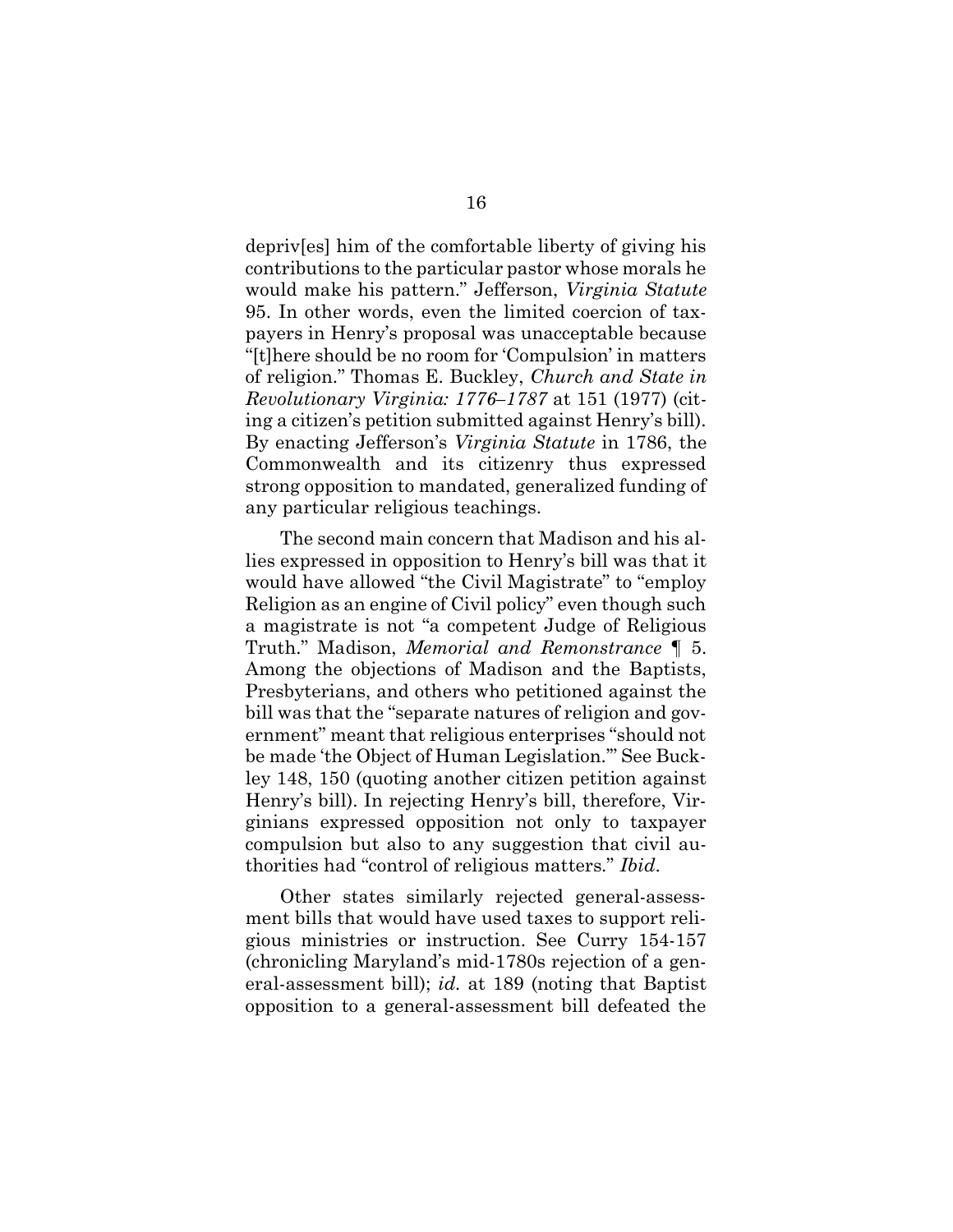depriv[es] him of the comfortable liberty of giving his contributions to the particular pastor whose morals he would make his pattern." Jefferson, *Virginia Statute* 95. In other words, even the limited coercion of taxpayers in Henry's proposal was unacceptable because "[t]here should be no room for 'Compulsion' in matters of religion." Thomas E. Buckley, *Church and State in Revolutionary Virginia: 1776–1787* at 151 (1977) (citing a citizen's petition submitted against Henry's bill). By enacting Jefferson's *Virginia Statute* in 1786, the Commonwealth and its citizenry thus expressed strong opposition to mandated, generalized funding of any particular religious teachings.

The second main concern that Madison and his allies expressed in opposition to Henry's bill was that it would have allowed "the Civil Magistrate" to "employ Religion as an engine of Civil policy" even though such a magistrate is not "a competent Judge of Religious Truth." Madison, *Memorial and Remonstrance* ¶ 5. Among the objections of Madison and the Baptists, Presbyterians, and others who petitioned against the bill was that the "separate natures of religion and government" meant that religious enterprises "should not be made 'the Object of Human Legislation.'" See Buckley 148, 150 (quoting another citizen petition against Henry's bill). In rejecting Henry's bill, therefore, Virginians expressed opposition not only to taxpayer compulsion but also to any suggestion that civil authorities had "control of religious matters." *Ibid.*

Other states similarly rejected general-assessment bills that would have used taxes to support religious ministries or instruction. See Curry 154-157 (chronicling Maryland's mid-1780s rejection of a general-assessment bill); *id.* at 189 (noting that Baptist opposition to a general-assessment bill defeated the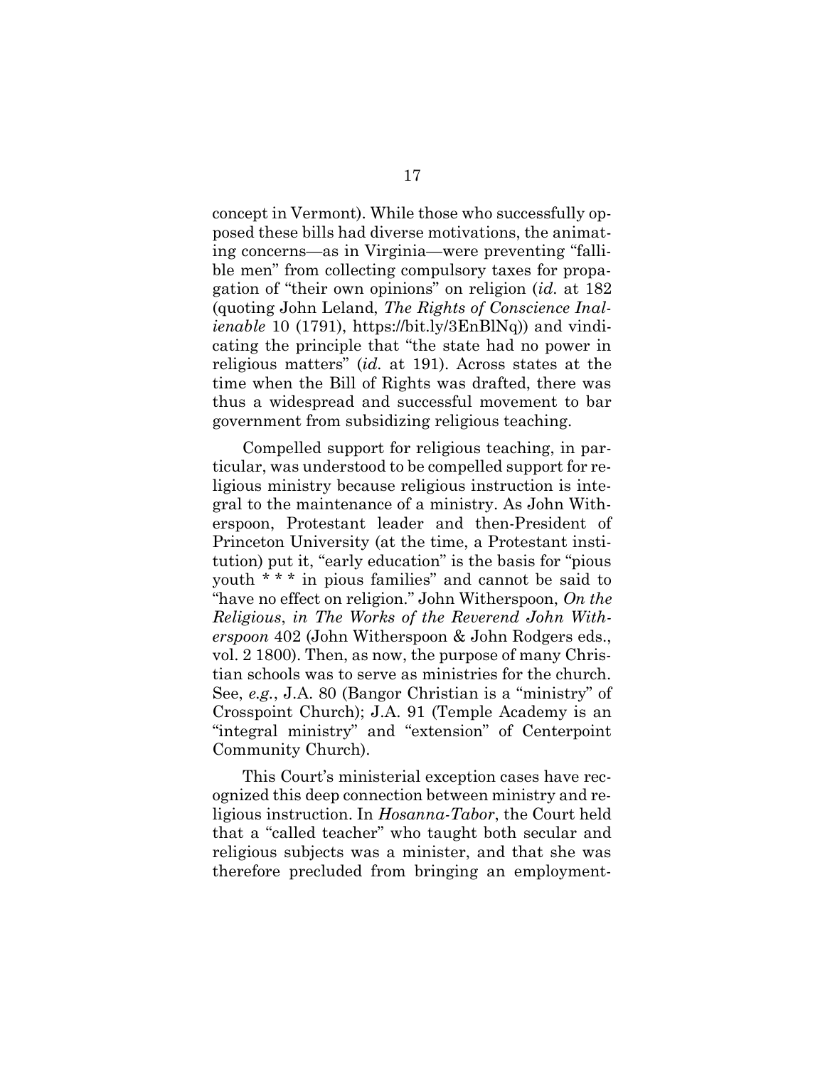concept in Vermont). While those who successfully opposed these bills had diverse motivations, the animating concerns—as in Virginia—were preventing "fallible men" from collecting compulsory taxes for propagation of "their own opinions" on religion (*id.* at 182 (quoting John Leland, *The Rights of Conscience Inalienable* 10 (1791), https://bit.ly/3EnBlNq)) and vindicating the principle that "the state had no power in religious matters" (*id.* at 191). Across states at the time when the Bill of Rights was drafted, there was thus a widespread and successful movement to bar government from subsidizing religious teaching.

Compelled support for religious teaching, in particular, was understood to be compelled support for religious ministry because religious instruction is integral to the maintenance of a ministry. As John Witherspoon, Protestant leader and then-President of Princeton University (at the time, a Protestant institution) put it, "early education" is the basis for "pious youth * * * in pious families" and cannot be said to "have no effect on religion." John Witherspoon, *On the Religious*, *in The Works of the Reverend John Witherspoon* 402 (John Witherspoon & John Rodgers eds., vol. 2 1800). Then, as now, the purpose of many Christian schools was to serve as ministries for the church. See, *e.g.*, J.A. 80 (Bangor Christian is a "ministry" of Crosspoint Church); J.A. 91 (Temple Academy is an "integral ministry" and "extension" of Centerpoint Community Church).

This Court's ministerial exception cases have recognized this deep connection between ministry and religious instruction. In *Hosanna-Tabor*, the Court held that a "called teacher" who taught both secular and religious subjects was a minister, and that she was therefore precluded from bringing an employment-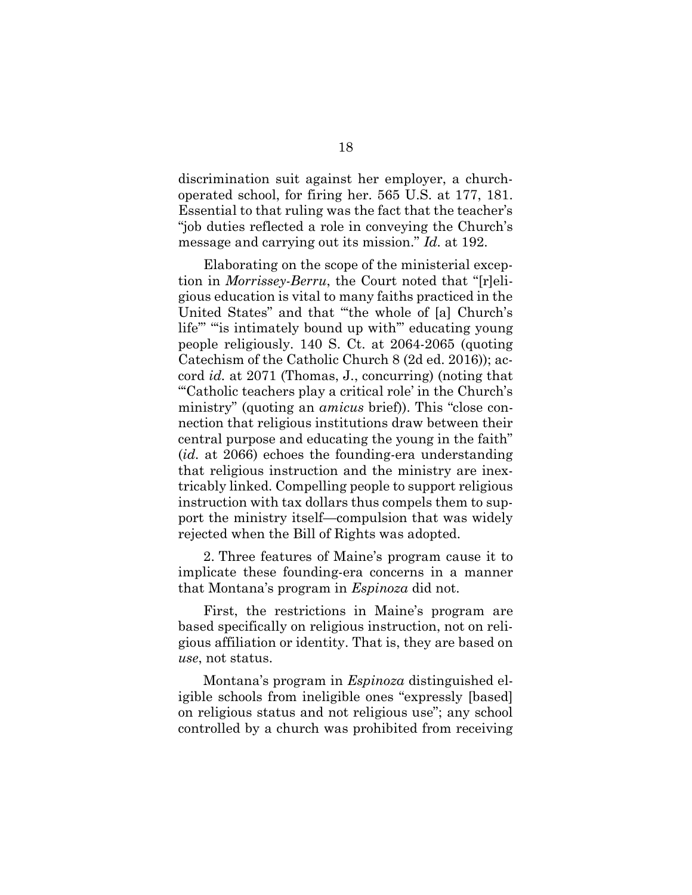discrimination suit against her employer, a church-operated school, for firing her. 565 U.S. at 177, 181. Essential to that ruling was the fact that the teacher's "job duties reflected a role in conveying the Church's message and carrying out its mission." *Id.* at 192.

Elaborating on the scope of the ministerial exception in *Morrissey-Berru*, the Court noted that "[r]eligious education is vital to many faiths practiced in the United States" and that "'the whole of [a] Church's life'" "'is intimately bound up with'" educating young people religiously. 140 S. Ct. at 2064-2065 (quoting Catechism of the Catholic Church 8 (2d ed. 2016)); accord *id.* at 2071 (Thomas, J., concurring) (noting that "'Catholic teachers play a critical role' in the Church's ministry" (quoting an *amicus* brief)). This "close connection that religious institutions draw between their central purpose and educating the young in the faith" (*id.* at 2066) echoes the founding-era understanding that religious instruction and the ministry are inextricably linked. Compelling people to support religious instruction with tax dollars thus compels them to support the ministry itself—compulsion that was widely rejected when the Bill of Rights was adopted.

2. Three features of Maine's program cause it to implicate these founding-era concerns in a manner that Montana's program in *Espinoza* did not.

First, the restrictions in Maine's program are based specifically on religious instruction, not on religious affiliation or identity. That is, they are based on *use*, not status.

Montana's program in *Espinoza* distinguished eligible schools from ineligible ones "expressly [based] on religious status and not religious use"; any school controlled by a church was prohibited from receiving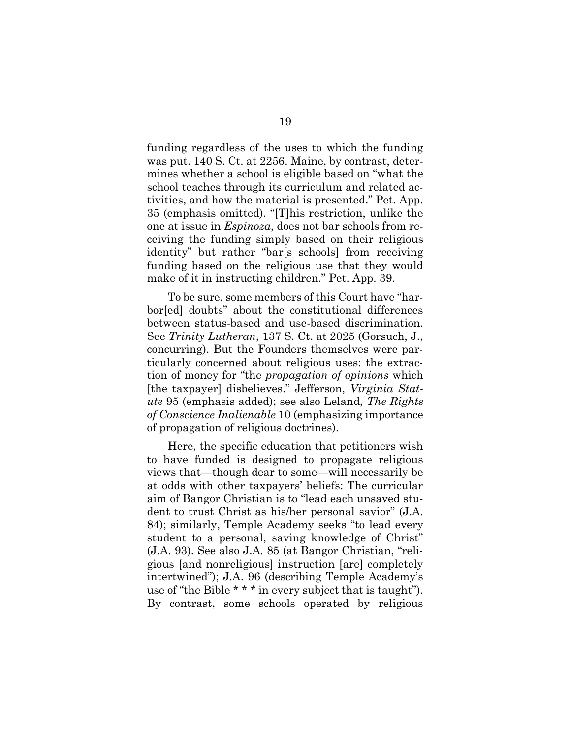funding regardless of the uses to which the funding was put. 140 S. Ct. at 2256. Maine, by contrast, determines whether a school is eligible based on "what the school teaches through its curriculum and related activities, and how the material is presented." Pet. App. 35 (emphasis omitted). "[T]his restriction, unlike the one at issue in *Espinoza*, does not bar schools from receiving the funding simply based on their religious identity" but rather "bar[s schools] from receiving funding based on the religious use that they would make of it in instructing children." Pet. App. 39.

To be sure, some members of this Court have "harbor[ed] doubts" about the constitutional differences between status-based and use-based discrimination. See *Trinity Lutheran*, 137 S. Ct. at 2025 (Gorsuch, J., concurring). But the Founders themselves were particularly concerned about religious uses: the extraction of money for "the *propagation of opinions* which [the taxpayer] disbelieves." Jefferson, *Virginia Statute* 95 (emphasis added); see also Leland, *The Rights of Conscience Inalienable* 10 (emphasizing importance of propagation of religious doctrines).

Here, the specific education that petitioners wish to have funded is designed to propagate religious views that—though dear to some—will necessarily be at odds with other taxpayers' beliefs: The curricular aim of Bangor Christian is to "lead each unsaved student to trust Christ as his/her personal savior" (J.A. 84); similarly, Temple Academy seeks "to lead every student to a personal, saving knowledge of Christ" (J.A. 93). See also J.A. 85 (at Bangor Christian, "religious [and nonreligious] instruction [are] completely intertwined"); J.A. 96 (describing Temple Academy's use of "the Bible * * * in every subject that is taught"). By contrast, some schools operated by religious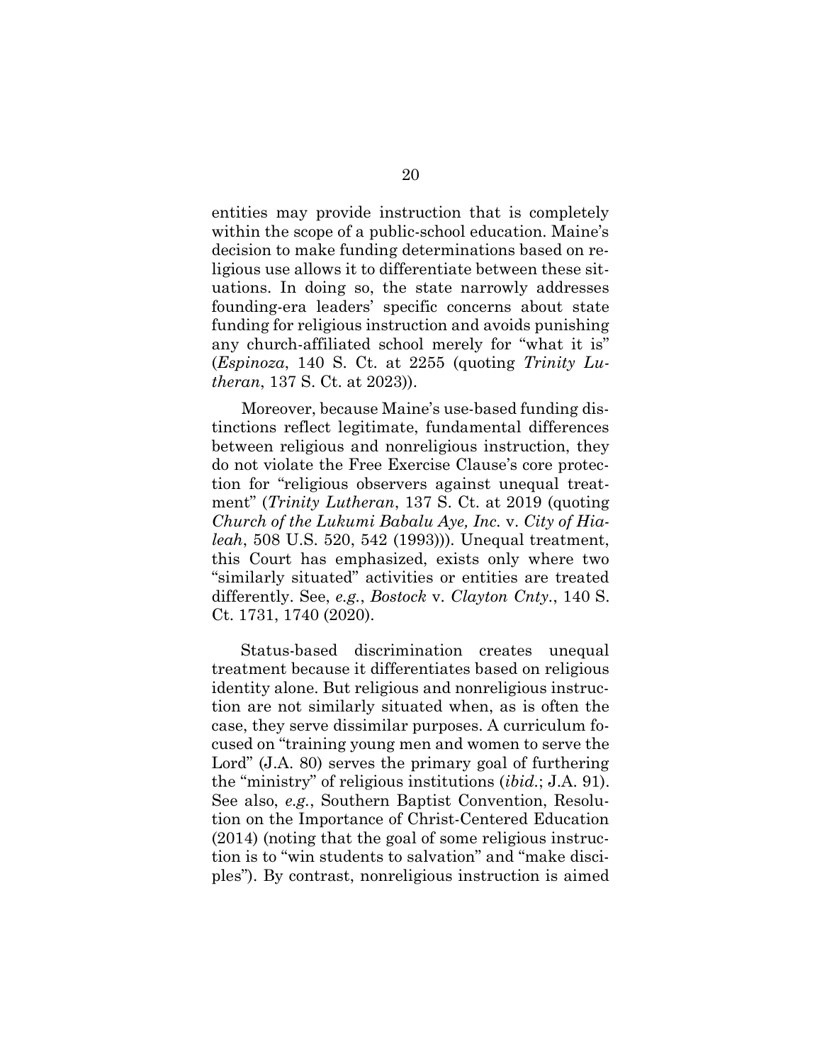entities may provide instruction that is completely within the scope of a public-school education. Maine's decision to make funding determinations based on religious use allows it to differentiate between these situations. In doing so, the state narrowly addresses founding-era leaders' specific concerns about state funding for religious instruction and avoids punishing any church-affiliated school merely for "what it is" (*Espinoza*, 140 S. Ct. at 2255 (quoting *Trinity Lutheran*, 137 S. Ct. at 2023)).

Moreover, because Maine's use-based funding distinctions reflect legitimate, fundamental differences between religious and nonreligious instruction, they do not violate the Free Exercise Clause's core protection for "religious observers against unequal treatment" (*Trinity Lutheran*, 137 S. Ct. at 2019 (quoting *Church of the Lukumi Babalu Aye, Inc.* v. *City of Hialeah*, 508 U.S. 520, 542 (1993))). Unequal treatment, this Court has emphasized, exists only where two "similarly situated" activities or entities are treated differently. See, *e.g.*, *Bostock* v. *Clayton Cnty.*, 140 S. Ct. 1731, 1740 (2020).

Status-based discrimination creates unequal treatment because it differentiates based on religious identity alone. But religious and nonreligious instruction are not similarly situated when, as is often the case, they serve dissimilar purposes. A curriculum focused on "training young men and women to serve the Lord" (J.A. 80) serves the primary goal of furthering the "ministry" of religious institutions (*ibid.*; J.A. 91). See also, *e.g.*, Southern Baptist Convention, Resolution on the Importance of Christ-Centered Education (2014) (noting that the goal of some religious instruction is to "win students to salvation" and "make disciples"). By contrast, nonreligious instruction is aimed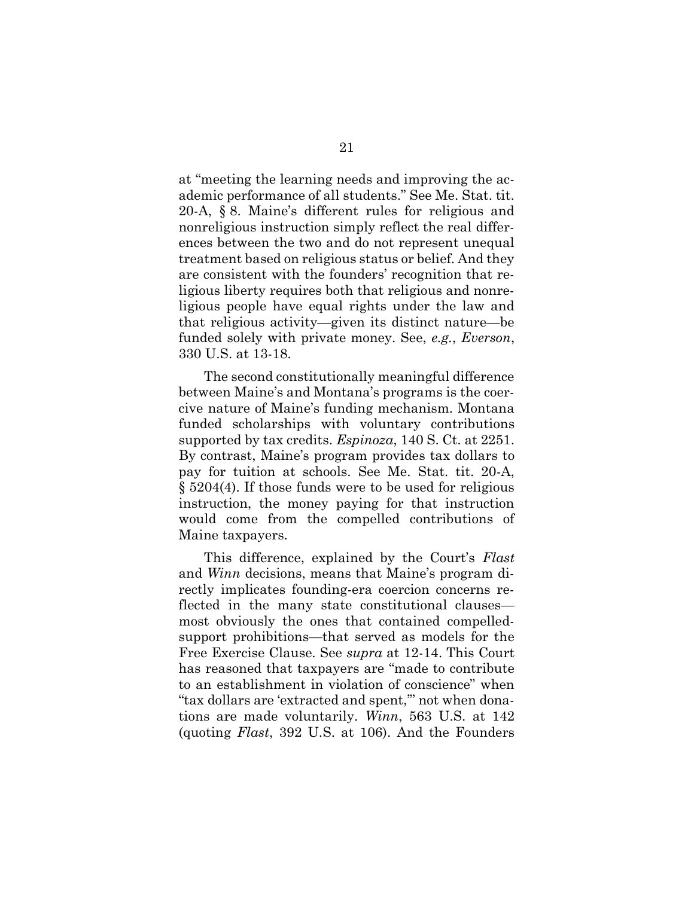at "meeting the learning needs and improving the academic performance of all students." See Me. Stat. tit. 20-A, § 8. Maine's different rules for religious and nonreligious instruction simply reflect the real differences between the two and do not represent unequal treatment based on religious status or belief. And they are consistent with the founders' recognition that religious liberty requires both that religious and nonreligious people have equal rights under the law and that religious activity—given its distinct nature—be funded solely with private money. See, *e.g.*, *Everson*, 330 U.S. at 13-18.

The second constitutionally meaningful difference between Maine's and Montana's programs is the coercive nature of Maine's funding mechanism. Montana funded scholarships with voluntary contributions supported by tax credits. *Espinoza*, 140 S. Ct. at 2251. By contrast, Maine's program provides tax dollars to pay for tuition at schools. See Me. Stat. tit. 20-A, § 5204(4). If those funds were to be used for religious instruction, the money paying for that instruction would come from the compelled contributions of Maine taxpayers.

This difference, explained by the Court's *Flast* and *Winn* decisions, means that Maine's program directly implicates founding-era coercion concerns reflected in the many state constitutional clauses—most obviously the ones that contained compelled-support prohibitions—that served as models for the Free Exercise Clause. See *supra* at 12-14. This Court has reasoned that taxpayers are "made to contribute to an establishment in violation of conscience" when "tax dollars are 'extracted and spent,'" not when donations are made voluntarily. *Winn*, 563 U.S. at 142 (quoting *Flast*, 392 U.S. at 106). And the Founders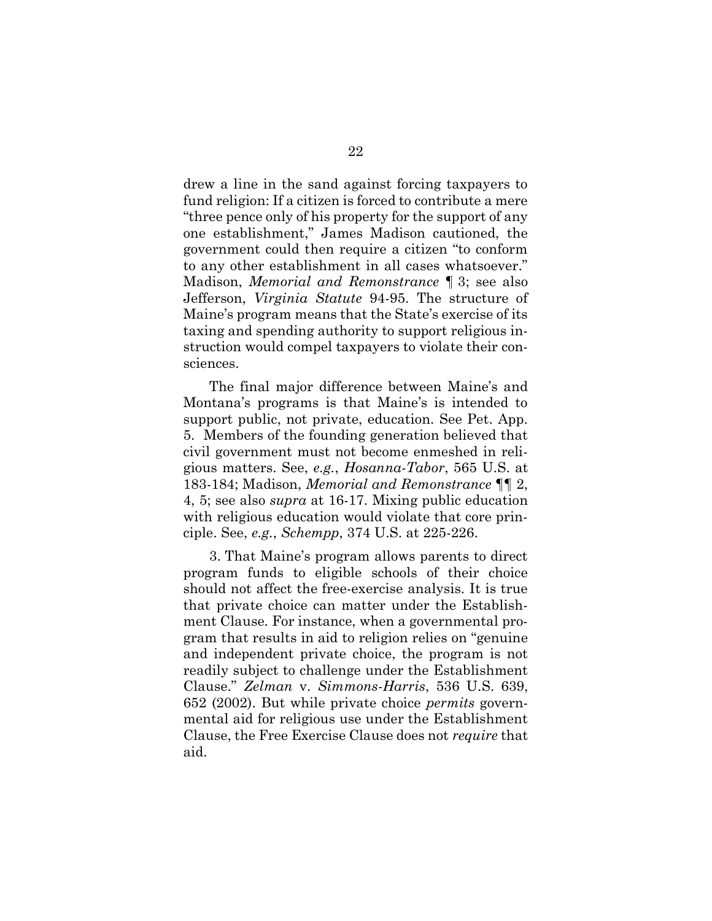drew a line in the sand against forcing taxpayers to fund religion: If a citizen is forced to contribute a mere "three pence only of his property for the support of any one establishment," James Madison cautioned, the government could then require a citizen "to conform to any other establishment in all cases whatsoever." Madison, *Memorial and Remonstrance* ¶ 3; see also Jefferson, *Virginia Statute* 94-95. The structure of Maine's program means that the State's exercise of its taxing and spending authority to support religious instruction would compel taxpayers to violate their consciences.

The final major difference between Maine's and Montana's programs is that Maine's is intended to support public, not private, education. See Pet. App. 5. Members of the founding generation believed that civil government must not become enmeshed in religious matters. See, *e.g.*, *Hosanna-Tabor*, 565 U.S. at 183-184; Madison, *Memorial and Remonstrance* ¶¶ 2, 4, 5; see also *supra* at 16-17. Mixing public education with religious education would violate that core principle. See, *e.g.*, *Schempp*, 374 U.S. at 225-226.

3. That Maine's program allows parents to direct program funds to eligible schools of their choice should not affect the free-exercise analysis. It is true that private choice can matter under the Establishment Clause. For instance, when a governmental program that results in aid to religion relies on "genuine and independent private choice, the program is not readily subject to challenge under the Establishment Clause." *Zelman* v. *Simmons-Harris*, 536 U.S. 639, 652 (2002). But while private choice *permits* governmental aid for religious use under the Establishment Clause, the Free Exercise Clause does not *require* that aid.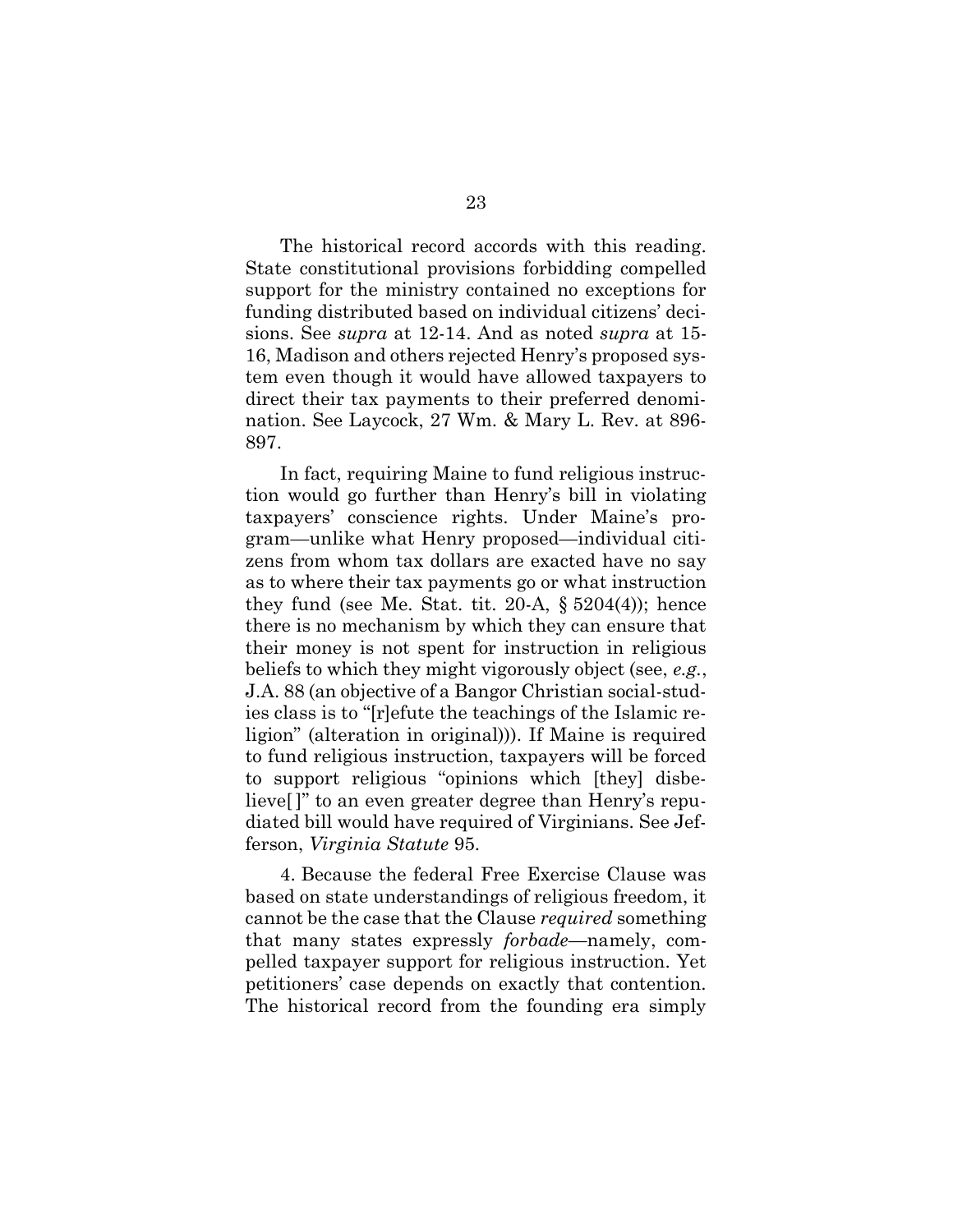The historical record accords with this reading. State constitutional provisions forbidding compelled support for the ministry contained no exceptions for funding distributed based on individual citizens' decisions. See *supra* at 12-14. And as noted *supra* at 15-16, Madison and others rejected Henry's proposed system even though it would have allowed taxpayers to direct their tax payments to their preferred denomination. See Laycock, 27 Wm. & Mary L. Rev. at 896-897.

In fact, requiring Maine to fund religious instruction would go further than Henry's bill in violating taxpayers' conscience rights. Under Maine's program—unlike what Henry proposed—individual citizens from whom tax dollars are exacted have no say as to where their tax payments go or what instruction they fund (see Me. Stat. tit. 20-A, § 5204(4)); hence there is no mechanism by which they can ensure that their money is not spent for instruction in religious beliefs to which they might vigorously object (see, *e.g.*, J.A. 88 (an objective of a Bangor Christian social-studies class is to "[r]efute the teachings of the Islamic religion" (alteration in original))). If Maine is required to fund religious instruction, taxpayers will be forced to support religious "opinions which [they] disbelieve[ ]" to an even greater degree than Henry's repudiated bill would have required of Virginians. See Jefferson, *Virginia Statute* 95.

4. Because the federal Free Exercise Clause was based on state understandings of religious freedom, it cannot be the case that the Clause *required* something that many states expressly *forbade*—namely, compelled taxpayer support for religious instruction. Yet petitioners' case depends on exactly that contention. The historical record from the founding era simply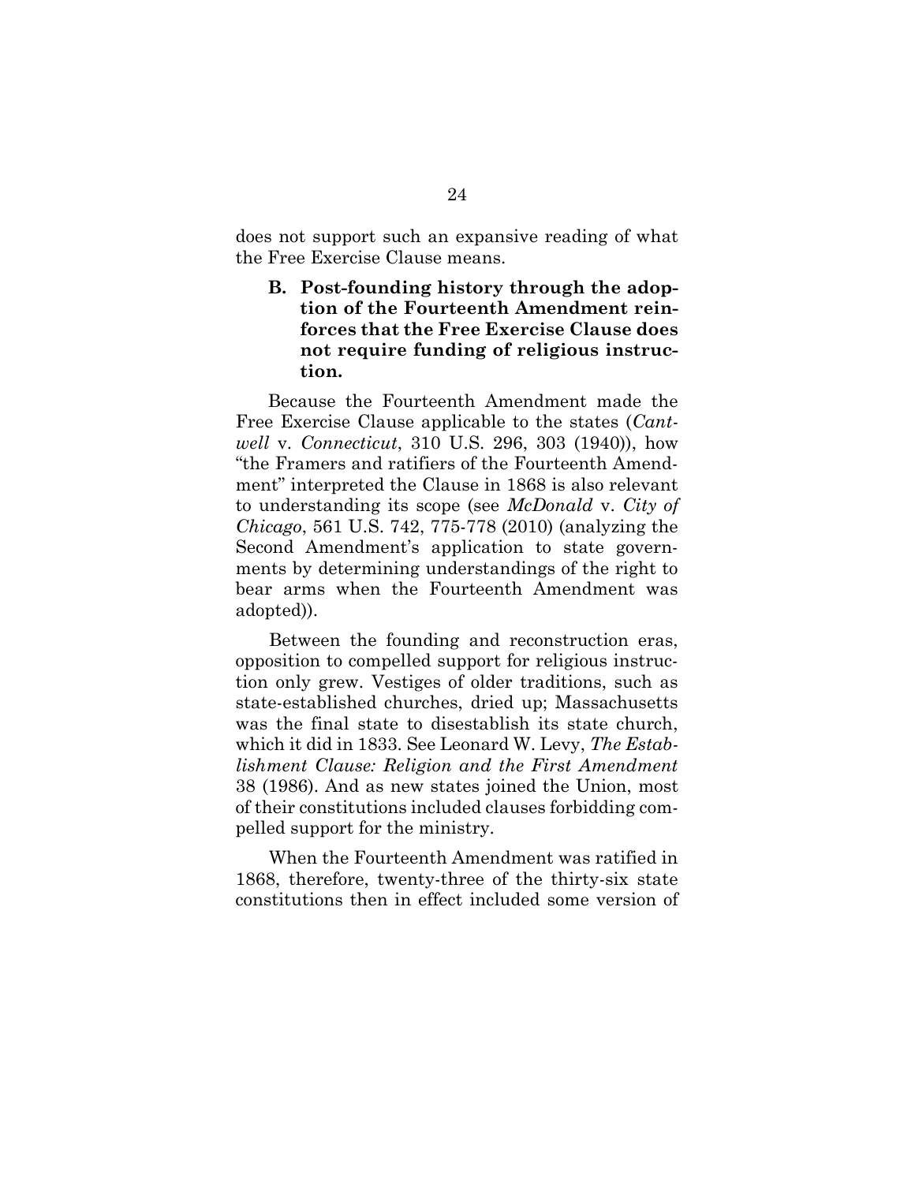does not support such an expansive reading of what the Free Exercise Clause means.

### B. Post-founding history through the adoption of the Fourteenth Amendment reinforces that the Free Exercise Clause does not require funding of religious instruction.

Because the Fourteenth Amendment made the Free Exercise Clause applicable to the states (*Cantwell* v. *Connecticut*, 310 U.S. 296, 303 (1940)), how "the Framers and ratifiers of the Fourteenth Amendment" interpreted the Clause in 1868 is also relevant to understanding its scope (see *McDonald* v. *City of Chicago*, 561 U.S. 742, 775-778 (2010) (analyzing the Second Amendment's application to state governments by determining understandings of the right to bear arms when the Fourteenth Amendment was adopted)).

Between the founding and reconstruction eras, opposition to compelled support for religious instruction only grew. Vestiges of older traditions, such as state-established churches, dried up; Massachusetts was the final state to disestablish its state church, which it did in 1833. See Leonard W. Levy, *The Establishment Clause: Religion and the First Amendment* 38 (1986). And as new states joined the Union, most of their constitutions included clauses forbidding compelled support for the ministry.

When the Fourteenth Amendment was ratified in 1868, therefore, twenty-three of the thirty-six state constitutions then in effect included some version of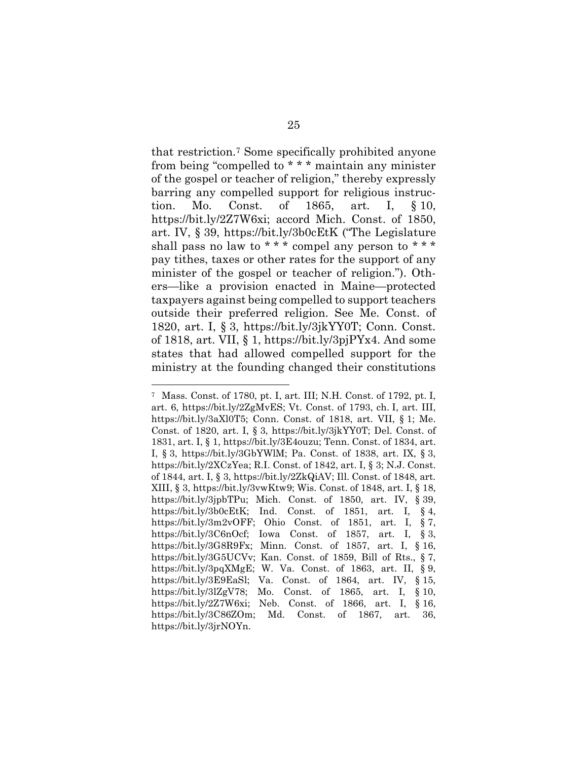that restriction.[7] Some specifically prohibited anyone from being "compelled to * * * maintain any minister of the gospel or teacher of religion," thereby expressly barring any compelled support for religious instruction. Mo. Const. of 1865, art. I, § 10, https://bit.ly/2Z7W6xi; accord Mich. Const. of 1850, art. IV, § 39, https://bit.ly/3b0cEtK ("The Legislature shall pass no law to * * * compel any person to * * * pay tithes, taxes or other rates for the support of any minister of the gospel or teacher of religion."). Others—like a provision enacted in Maine—protected taxpayers against being compelled to support teachers outside their preferred religion. See Me. Const. of 1820, art. I, § 3, https://bit.ly/3jkYY0T; Conn. Const. of 1818, art. VII, § 1, https://bit.ly/3pjPYx4. And some states that had allowed compelled support for the ministry at the founding changed their constitutions

---

[7] Mass. Const. of 1780, pt. I, art. III; N.H. Const. of 1792, pt. I, art. 6, https://bit.ly/2ZgMvES; Vt. Const. of 1793, ch. I, art. III, https://bit.ly/3aXl0T5; Conn. Const. of 1818, art. VII, § 1; Me. Const. of 1820, art. I, § 3, https://bit.ly/3jkYY0T; Del. Const. of 1831, art. I, § 1, https://bit.ly/3E4ouzu; Tenn. Const. of 1834, art. I, § 3, https://bit.ly/3GbYWlM; Pa. Const. of 1838, art. IX, § 3, https://bit.ly/2XCzYea; R.I. Const. of 1842, art. I, § 3; N.J. Const. of 1844, art. I, § 3, https://bit.ly/2ZkQiAV; Ill. Const. of 1848, art. XIII, § 3, https://bit.ly/3vwKtw9; Wis. Const. of 1848, art. I, § 18, https://bit.ly/3jpbTPu; Mich. Const. of 1850, art. IV, § 39, https://bit.ly/3b0cEtK; Ind. Const. of 1851, art. I, § 4, https://bit.ly/3m2vOFF; Ohio Const. of 1851, art. I, § 7, https://bit.ly/3C6nOcf; Iowa Const. of 1857, art. I, § 3, https://bit.ly/3G8R9Fx; Minn. Const. of 1857, art. I, § 16, https://bit.ly/3G5UCVv; Kan. Const. of 1859, Bill of Rts., § 7, https://bit.ly/3pqXMgE; W. Va. Const. of 1863, art. II, § 9, https://bit.ly/3E9EaSl; Va. Const. of 1864, art. IV, § 15, https://bit.ly/3lZgV78; Mo. Const. of 1865, art. I, § 10, https://bit.ly/2Z7W6xi; Neb. Const. of 1866, art. I, § 16, https://bit.ly/3C86ZOm; Md. Const. of 1867, art. 36, https://bit.ly/3jrNOYn.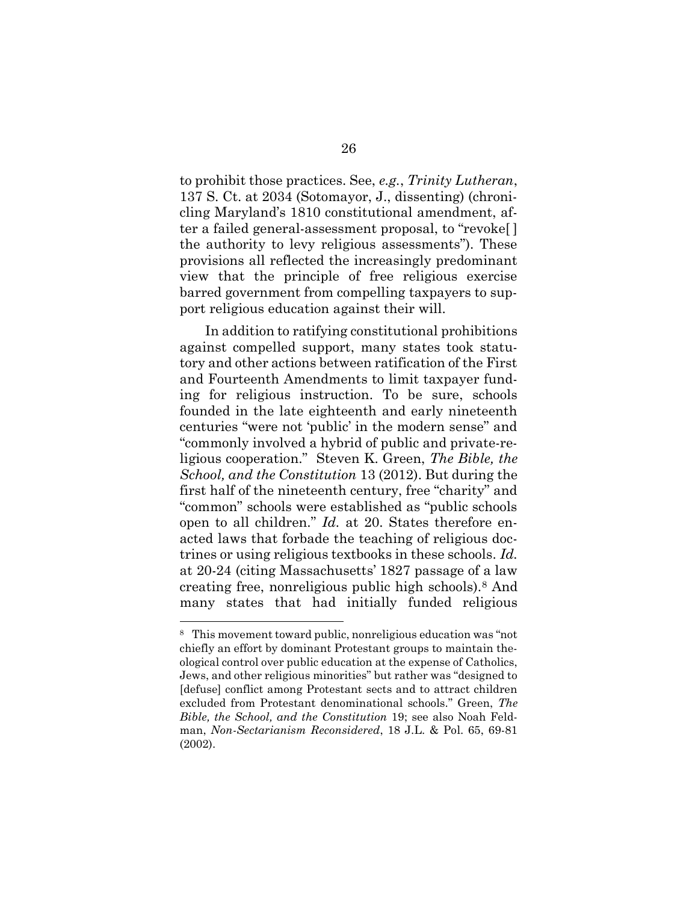to prohibit those practices. See, *e.g.*, *Trinity Lutheran*, 137 S. Ct. at 2034 (Sotomayor, J., dissenting) (chronicling Maryland's 1810 constitutional amendment, after a failed general-assessment proposal, to "revoke[ ] the authority to levy religious assessments"). These provisions all reflected the increasingly predominant view that the principle of free religious exercise barred government from compelling taxpayers to support religious education against their will.

In addition to ratifying constitutional prohibitions against compelled support, many states took statutory and other actions between ratification of the First and Fourteenth Amendments to limit taxpayer funding for religious instruction. To be sure, schools founded in the late eighteenth and early nineteenth centuries "were not 'public' in the modern sense" and "commonly involved a hybrid of public and private-religious cooperation." Steven K. Green, *The Bible, the School, and the Constitution* 13 (2012). But during the first half of the nineteenth century, free "charity" and "common" schools were established as "public schools open to all children." *Id.* at 20. States therefore enacted laws that forbade the teaching of religious doctrines or using religious textbooks in these schools. *Id.* at 20-24 (citing Massachusetts' 1827 passage of a law creating free, nonreligious public high schools).[8] And many states that had initially funded religious

[8] This movement toward public, nonreligious education was "not chiefly an effort by dominant Protestant groups to maintain theological control over public education at the expense of Catholics, Jews, and other religious minorities" but rather was "designed to [defuse] conflict among Protestant sects and to attract children excluded from Protestant denominational schools." Green, *The Bible, the School, and the Constitution* 19; see also Noah Feldman, *Non-Sectarianism Reconsidered*, 18 J.L. & Pol. 65, 69-81 (2002).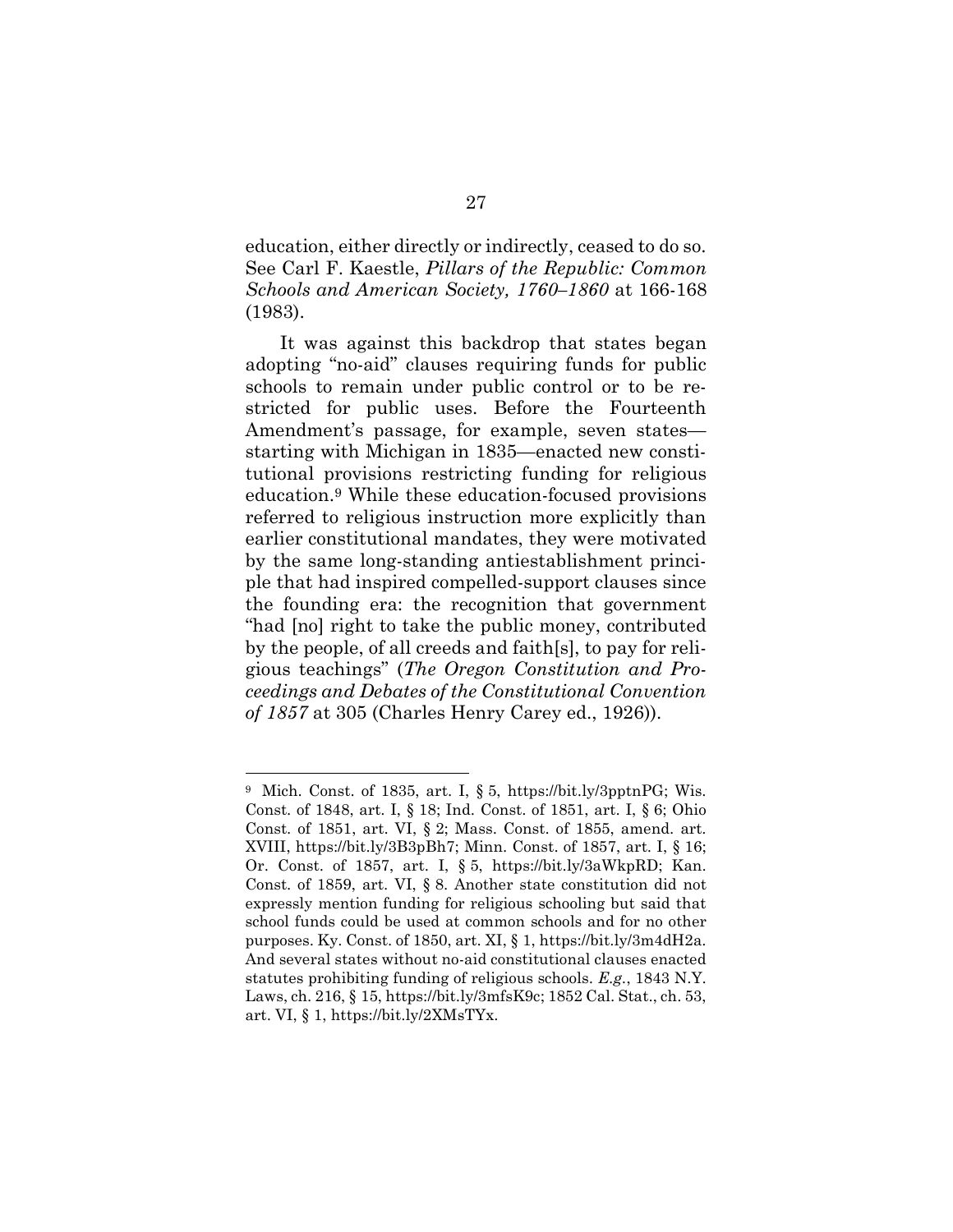education, either directly or indirectly, ceased to do so. See Carl F. Kaestle, *Pillars of the Republic: Common Schools and American Society, 1760–1860* at 166-168 (1983).

It was against this backdrop that states began adopting "no-aid" clauses requiring funds for public schools to remain under public control or to be restricted for public uses. Before the Fourteenth Amendment's passage, for example, seven states—starting with Michigan in 1835—enacted new constitutional provisions restricting funding for religious education.[9] While these education-focused provisions referred to religious instruction more explicitly than earlier constitutional mandates, they were motivated by the same long-standing antiestablishment principle that had inspired compelled-support clauses since the founding era: the recognition that government "had [no] right to take the public money, contributed by the people, of all creeds and faith[s], to pay for religious teachings" (*The Oregon Constitution and Proceedings and Debates of the Constitutional Convention of 1857* at 305 (Charles Henry Carey ed., 1926)).

---

[9] Mich. Const. of 1835, art. I, § 5, https://bit.ly/3pptnPG; Wis. Const. of 1848, art. I, § 18; Ind. Const. of 1851, art. I, § 6; Ohio Const. of 1851, art. VI, § 2; Mass. Const. of 1855, amend. art. XVIII, https://bit.ly/3B3pBh7; Minn. Const. of 1857, art. I, § 16; Or. Const. of 1857, art. I, § 5, https://bit.ly/3aWkpRD; Kan. Const. of 1859, art. VI, § 8. Another state constitution did not expressly mention funding for religious schooling but said that school funds could be used at common schools and for no other purposes. Ky. Const. of 1850, art. XI, § 1, https://bit.ly/3m4dH2a. And several states without no-aid constitutional clauses enacted statutes prohibiting funding of religious schools. *E.g.*, 1843 N.Y. Laws, ch. 216, § 15, https://bit.ly/3mfsK9c; 1852 Cal. Stat., ch. 53, art. VI, § 1, https://bit.ly/2XMsTYx.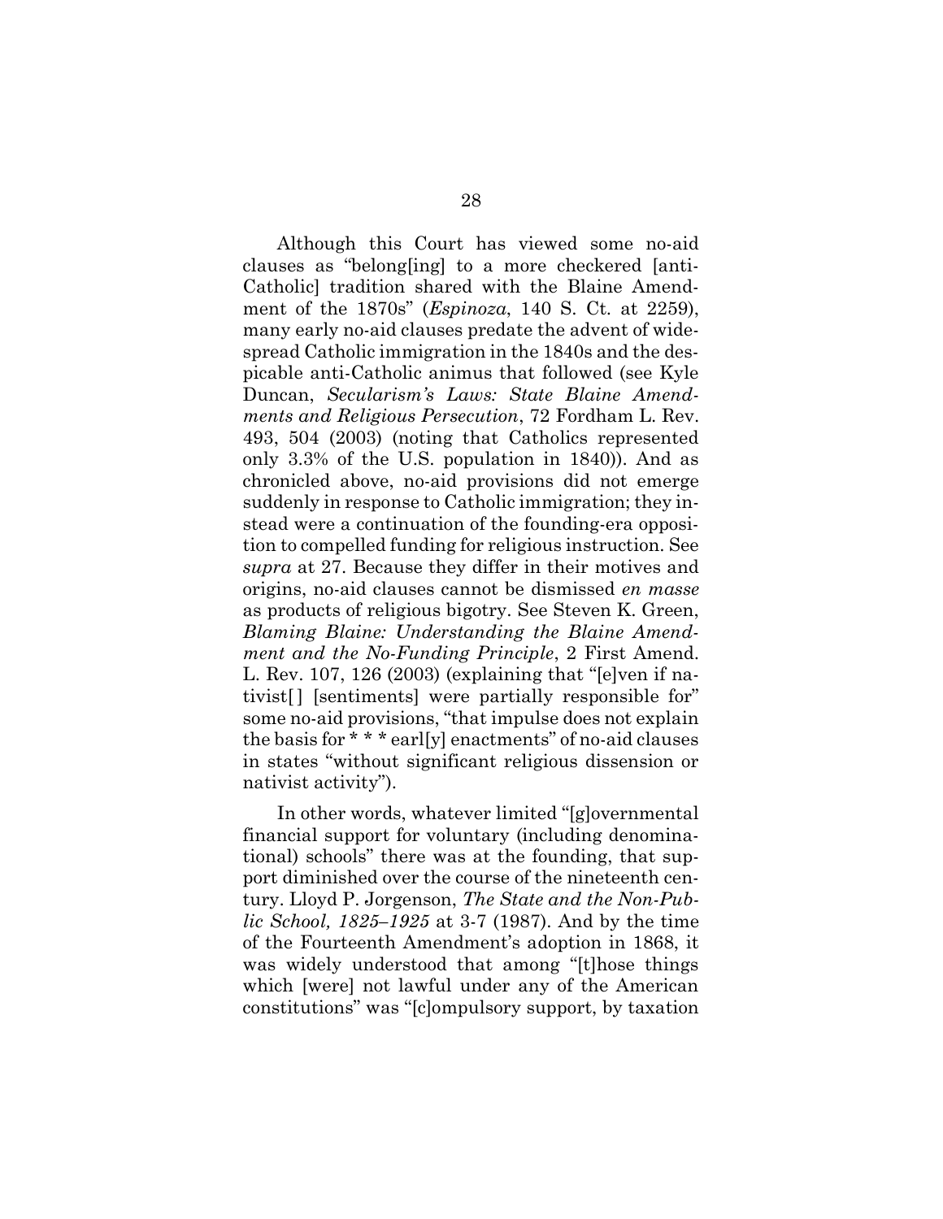Although this Court has viewed some no-aid clauses as "belong[ing] to a more checkered [anti-Catholic] tradition shared with the Blaine Amendment of the 1870s" (*Espinoza*, 140 S. Ct. at 2259), many early no-aid clauses predate the advent of widespread Catholic immigration in the 1840s and the despicable anti-Catholic animus that followed (see Kyle Duncan, *Secularism's Laws: State Blaine Amendments and Religious Persecution*, 72 Fordham L. Rev. 493, 504 (2003) (noting that Catholics represented only 3.3% of the U.S. population in 1840)). And as chronicled above, no-aid provisions did not emerge suddenly in response to Catholic immigration; they instead were a continuation of the founding-era opposition to compelled funding for religious instruction. See *supra* at 27. Because they differ in their motives and origins, no-aid clauses cannot be dismissed *en masse* as products of religious bigotry. See Steven K. Green, *Blaming Blaine: Understanding the Blaine Amendment and the No-Funding Principle*, 2 First Amend. L. Rev. 107, 126 (2003) (explaining that "[e]ven if nativist[ ] [sentiments] were partially responsible for" some no-aid provisions, "that impulse does not explain the basis for * * * earl[y] enactments" of no-aid clauses in states "without significant religious dissension or nativist activity").

In other words, whatever limited "[g]overnmental financial support for voluntary (including denominational) schools" there was at the founding, that support diminished over the course of the nineteenth century. Lloyd P. Jorgenson, *The State and the Non-Public School, 1825–1925* at 3-7 (1987). And by the time of the Fourteenth Amendment's adoption in 1868, it was widely understood that among "[t]hose things which [were] not lawful under any of the American constitutions" was "[c]ompulsory support, by taxation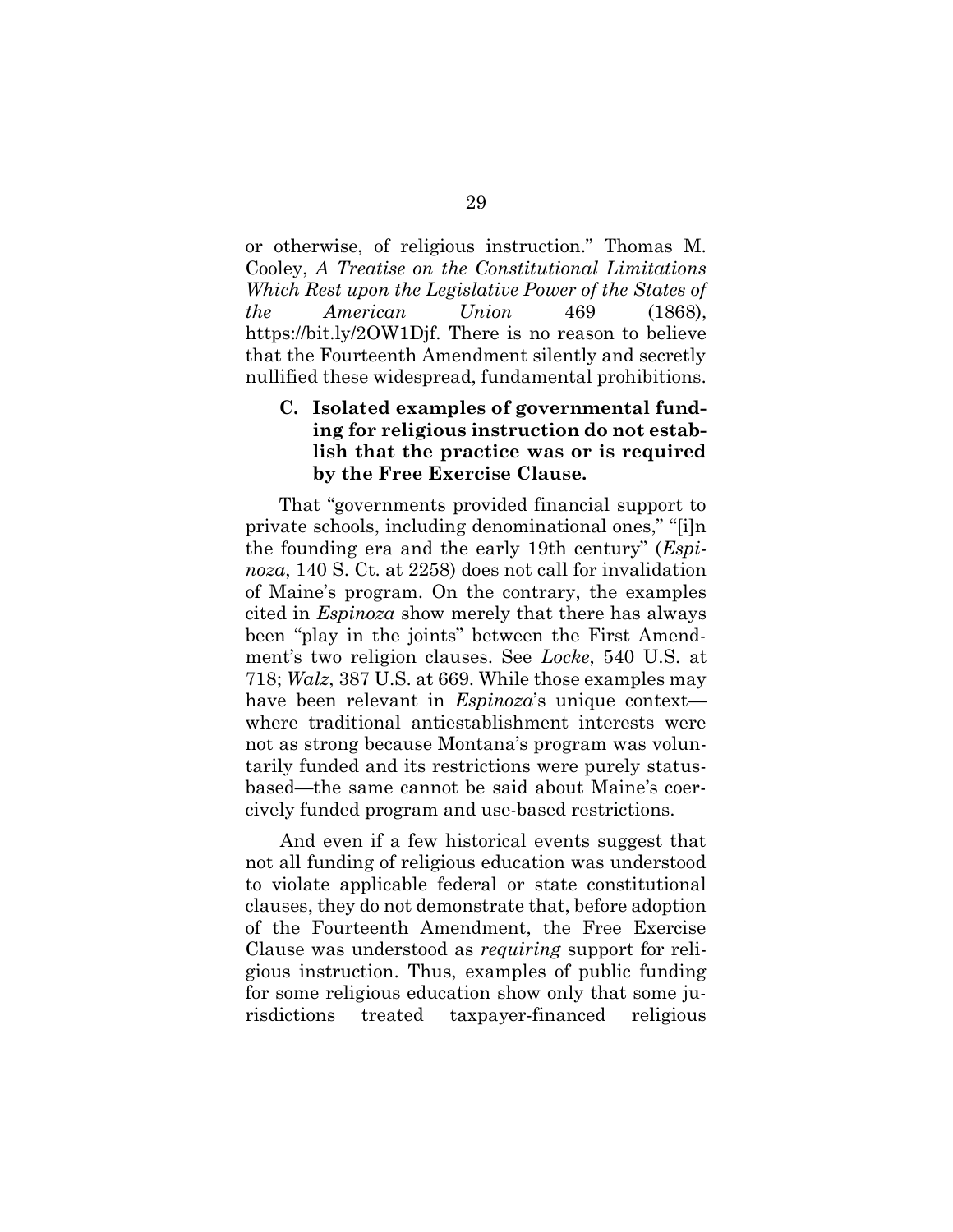or otherwise, of religious instruction." Thomas M. Cooley, *A Treatise on the Constitutional Limitations Which Rest upon the Legislative Power of the States of the American Union* 469 (1868), https://bit.ly/2OW1Djf. There is no reason to believe that the Fourteenth Amendment silently and secretly nullified these widespread, fundamental prohibitions.

### C. Isolated examples of governmental funding for religious instruction do not establish that the practice was or is required by the Free Exercise Clause.

That "governments provided financial support to private schools, including denominational ones," "[i]n the founding era and the early 19th century" (*Espinoza*, 140 S. Ct. at 2258) does not call for invalidation of Maine's program. On the contrary, the examples cited in *Espinoza* show merely that there has always been "play in the joints" between the First Amendment's two religion clauses. See *Locke*, 540 U.S. at 718; *Walz*, 387 U.S. at 669. While those examples may have been relevant in *Espinoza*'s unique context—where traditional antiestablishment interests were not as strong because Montana's program was voluntarily funded and its restrictions were purely status-based—the same cannot be said about Maine's coercively funded program and use-based restrictions.

And even if a few historical events suggest that not all funding of religious education was understood to violate applicable federal or state constitutional clauses, they do not demonstrate that, before adoption of the Fourteenth Amendment, the Free Exercise Clause was understood as *requiring* support for religious instruction. Thus, examples of public funding for some religious education show only that some jurisdictions treated taxpayer-financed religious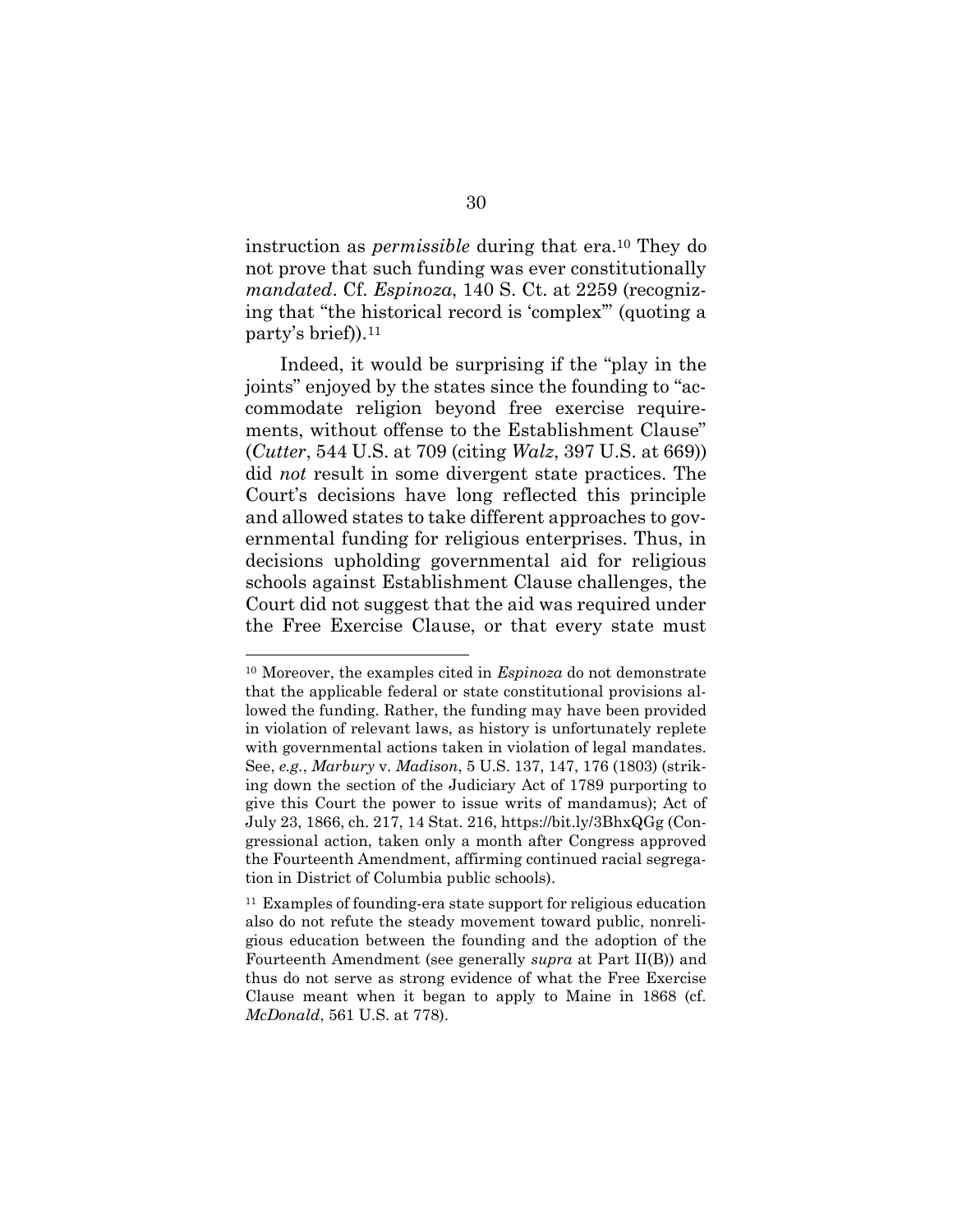instruction as *permissible* during that era.[10] They do not prove that such funding was ever constitutionally *mandated*. Cf. *Espinoza*, 140 S. Ct. at 2259 (recognizing that "the historical record is 'complex'" (quoting a party's brief)).[11]

Indeed, it would be surprising if the "play in the joints" enjoyed by the states since the founding to "accommodate religion beyond free exercise requirements, without offense to the Establishment Clause" (*Cutter*, 544 U.S. at 709 (citing *Walz*, 397 U.S. at 669)) did *not* result in some divergent state practices. The Court's decisions have long reflected this principle and allowed states to take different approaches to governmental funding for religious enterprises. Thus, in decisions upholding governmental aid for religious schools against Establishment Clause challenges, the Court did not suggest that the aid was required under the Free Exercise Clause, or that every state must

---

[10] Moreover, the examples cited in *Espinoza* do not demonstrate that the applicable federal or state constitutional provisions allowed the funding. Rather, the funding may have been provided in violation of relevant laws, as history is unfortunately replete with governmental actions taken in violation of legal mandates. See, *e.g.*, *Marbury* v. *Madison*, 5 U.S. 137, 147, 176 (1803) (striking down the section of the Judiciary Act of 1789 purporting to give this Court the power to issue writs of mandamus); Act of July 23, 1866, ch. 217, 14 Stat. 216, https://bit.ly/3BhxQGg (Congressional action, taken only a month after Congress approved the Fourteenth Amendment, affirming continued racial segregation in District of Columbia public schools).

[11] Examples of founding-era state support for religious education also do not refute the steady movement toward public, nonreligious education between the founding and the adoption of the Fourteenth Amendment (see generally *supra* at Part II(B)) and thus do not serve as strong evidence of what the Free Exercise Clause meant when it began to apply to Maine in 1868 (cf. *McDonald*, 561 U.S. at 778).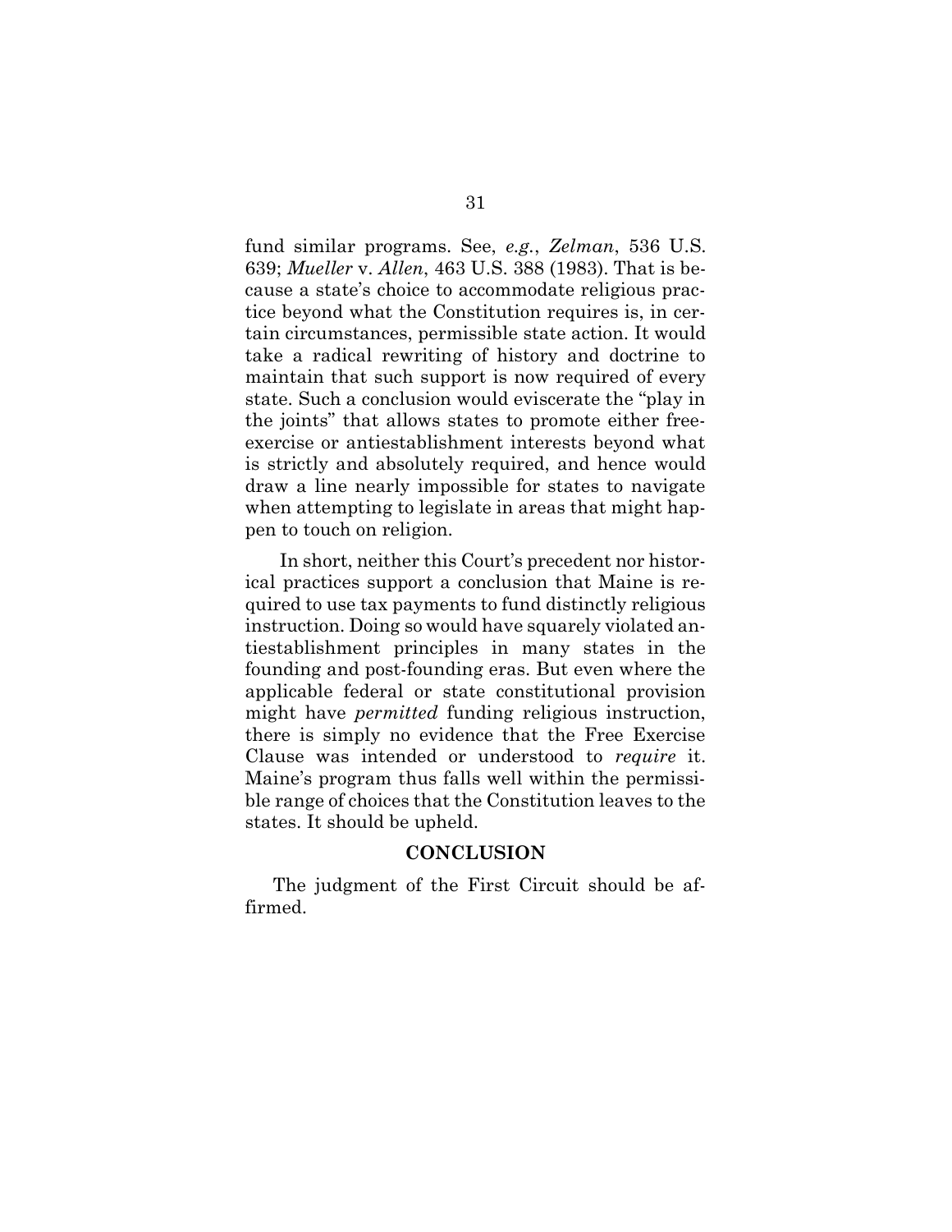fund similar programs. See, *e.g.*, *Zelman*, 536 U.S. 639; *Mueller* v. *Allen*, 463 U.S. 388 (1983). That is because a state's choice to accommodate religious practice beyond what the Constitution requires is, in certain circumstances, permissible state action. It would take a radical rewriting of history and doctrine to maintain that such support is now required of every state. Such a conclusion would eviscerate the "play in the joints" that allows states to promote either free-exercise or antiestablishment interests beyond what is strictly and absolutely required, and hence would draw a line nearly impossible for states to navigate when attempting to legislate in areas that might happen to touch on religion.

In short, neither this Court's precedent nor historical practices support a conclusion that Maine is required to use tax payments to fund distinctly religious instruction. Doing so would have squarely violated antiestablishment principles in many states in the founding and post-founding eras. But even where the applicable federal or state constitutional provision might have *permitted* funding religious instruction, there is simply no evidence that the Free Exercise Clause was intended or understood to *require* it. Maine's program thus falls well within the permissible range of choices that the Constitution leaves to the states. It should be upheld.

## CONCLUSION

The judgment of the First Circuit should be affirmed.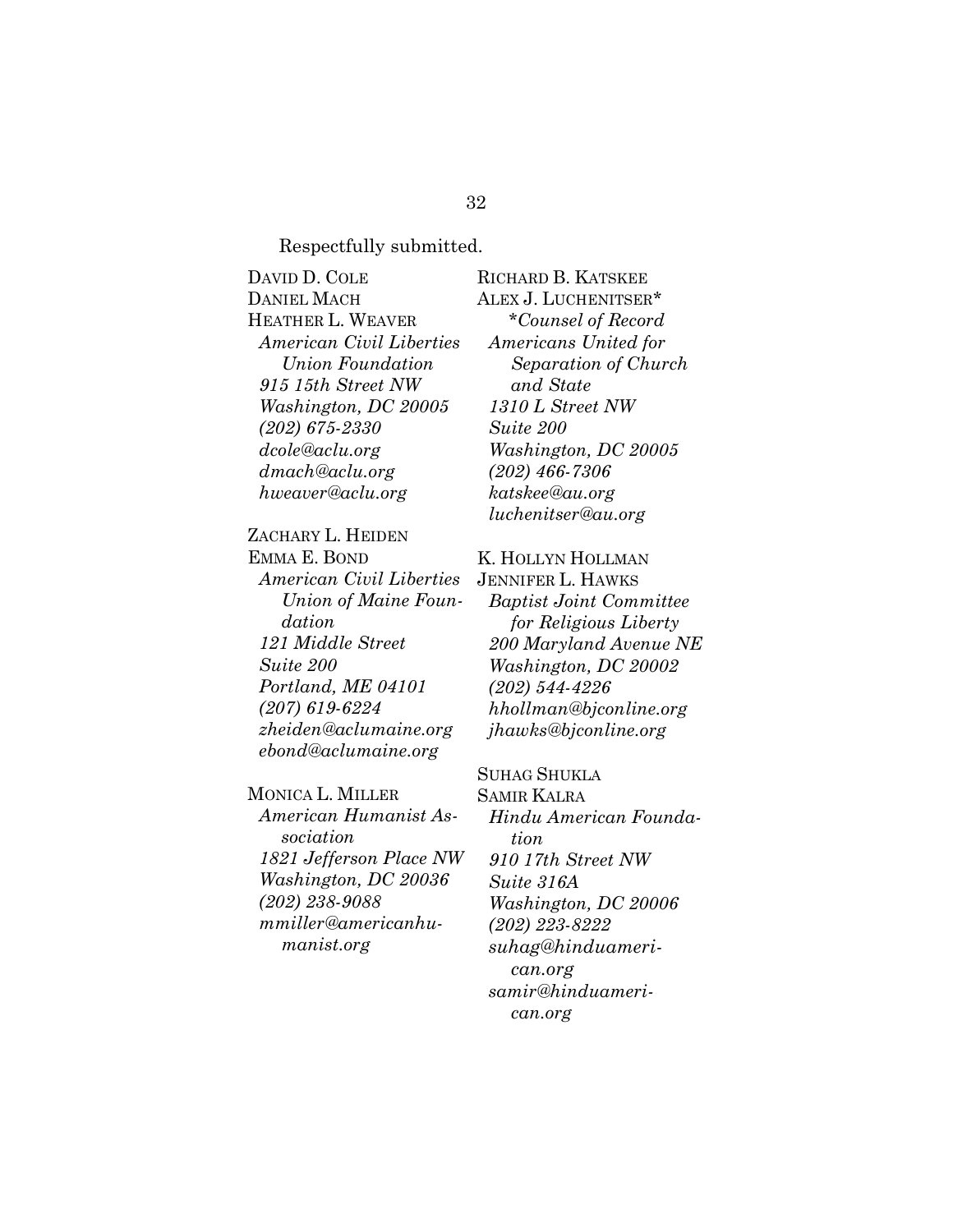Respectfully submitted.

DAVID D. COLE
DANIEL MACH
HEATHER L. WEAVER
*American Civil Liberties Union Foundation*
*915 15th Street NW*
*Washington, DC 20005*
*(202) 675-2330*
*dcole@aclu.org*
*dmach@aclu.org*
*hweaver@aclu.org*

ZACHARY L. HEIDEN
EMMA E. BOND
*American Civil Liberties Union of Maine Foundation*
*121 Middle Street*
*Suite 200*
*Portland, ME 04101*
*(207) 619-6224*
*zheiden@aclumaine.org*
*ebond@aclumaine.org*

MONICA L. MILLER
*American Humanist Association*
*1821 Jefferson Place NW*
*Washington, DC 20036*
*(202) 238-9088*
*mmiller@americanhumanist.org*

RICHARD B. KATSKEE
ALEX J. LUCHENITSER*
*\*Counsel of Record*
*Americans United for Separation of Church and State*
*1310 L Street NW*
*Suite 200*
*Washington, DC 20005*
*(202) 466-7306*
*katskee@au.org*
*luchenitser@au.org*

K. HOLLYN HOLLMAN
JENNIFER L. HAWKS
*Baptist Joint Committee for Religious Liberty*
*200 Maryland Avenue NE*
*Washington, DC 20002*
*(202) 544-4226*
*hhollman@bjconline.org*
*jhawks@bjconline.org*

SUHAG SHUKLA
SAMIR KALRA
*Hindu American Foundation*
*910 17th Street NW*
*Suite 316A*
*Washington, DC 20006*
*(202) 223-8222*
*suhag@hinduamerican.org*
*samir@hinduamerican.org*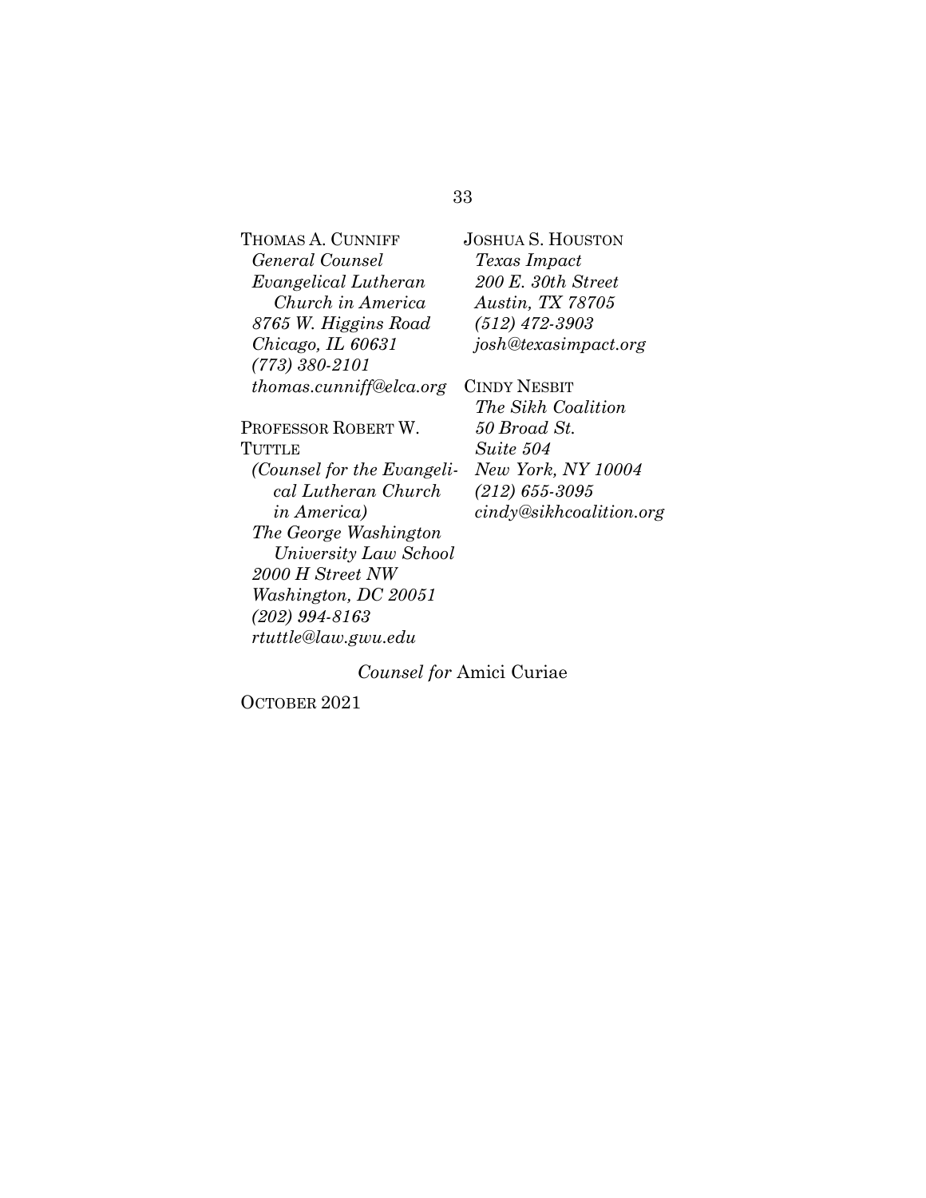THOMAS A. CUNNIFF
*General Counsel*
*Evangelical Lutheran Church in America*
*8765 W. Higgins Road*
*Chicago, IL 60631*
*(773) 380-2101*
*thomas.cunniff@elca.org*

PROFESSOR ROBERT W. TUTTLE
*(Counsel for the Evangelical Lutheran Church in America)*
*The George Washington University Law School*
*2000 H Street NW*
*Washington, DC 20051*
*(202) 994-8163*
*rtuttle@law.gwu.edu*

JOSHUA S. HOUSTON
*Texas Impact*
*200 E. 30th Street*
*Austin, TX 78705*
*(512) 472-3903*
*josh@texasimpact.org*

CINDY NESBIT
*The Sikh Coalition*
*50 Broad St.*
*Suite 504*
*New York, NY 10004*
*(212) 655-3095*
*cindy@sikhcoalition.org*

*Counsel for* Amici Curiae

OCTOBER 2021